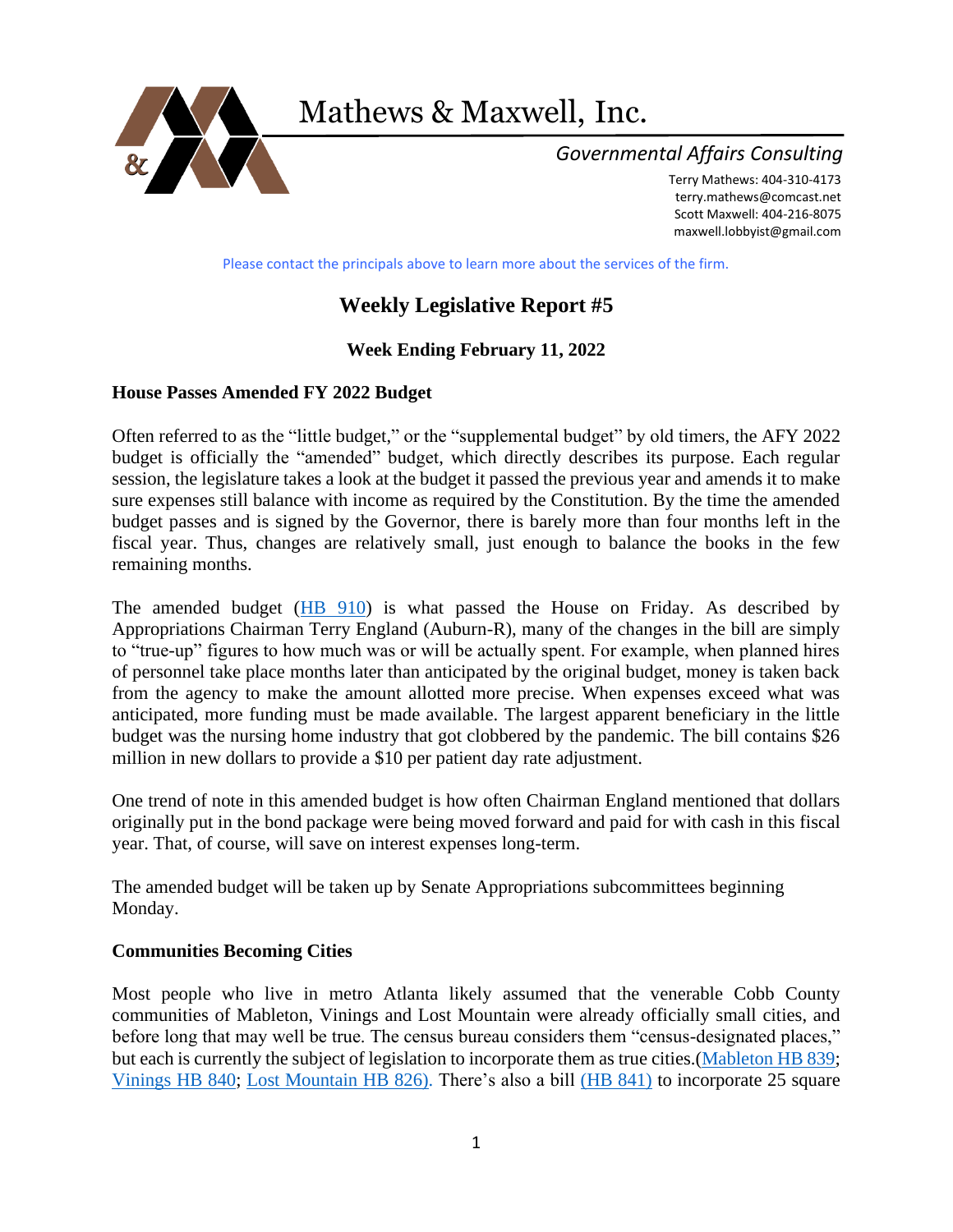# Mathews & Maxwell, Inc.

*Governmental Affairs Consulting*

Terry Mathews: 404-310-4173
terry.mathews@comcast.net
Scott Maxwell: 404-216-8075
maxwell.lobbyist@gmail.com

Please contact the principals above to learn more about the services of the firm.

## Weekly Legislative Report #5

### Week Ending February 11, 2022

**House Passes Amended FY 2022 Budget**

Often referred to as the "little budget," or the "supplemental budget" by old timers, the AFY 2022 budget is officially the "amended" budget, which directly describes its purpose. Each regular session, the legislature takes a look at the budget it passed the previous year and amends it to make sure expenses still balance with income as required by the Constitution. By the time the amended budget passes and is signed by the Governor, there is barely more than four months left in the fiscal year. Thus, changes are relatively small, just enough to balance the books in the few remaining months.

The amended budget (HB 910) is what passed the House on Friday. As described by Appropriations Chairman Terry England (Auburn-R), many of the changes in the bill are simply to "true-up" figures to how much was or will be actually spent. For example, when planned hires of personnel take place months later than anticipated by the original budget, money is taken back from the agency to make the amount allotted more precise. When expenses exceed what was anticipated, more funding must be made available. The largest apparent beneficiary in the little budget was the nursing home industry that got clobbered by the pandemic. The bill contains $26 million in new dollars to provide a $10 per patient day rate adjustment.

One trend of note in this amended budget is how often Chairman England mentioned that dollars originally put in the bond package were being moved forward and paid for with cash in this fiscal year. That, of course, will save on interest expenses long-term.

The amended budget will be taken up by Senate Appropriations subcommittees beginning Monday.

**Communities Becoming Cities**

Most people who live in metro Atlanta likely assumed that the venerable Cobb County communities of Mableton, Vinings and Lost Mountain were already officially small cities, and before long that may well be true. The census bureau considers them "census-designated places," but each is currently the subject of legislation to incorporate them as true cities.(Mableton HB 839; Vinings HB 840; Lost Mountain HB 826). There's also a bill (HB 841) to incorporate 25 square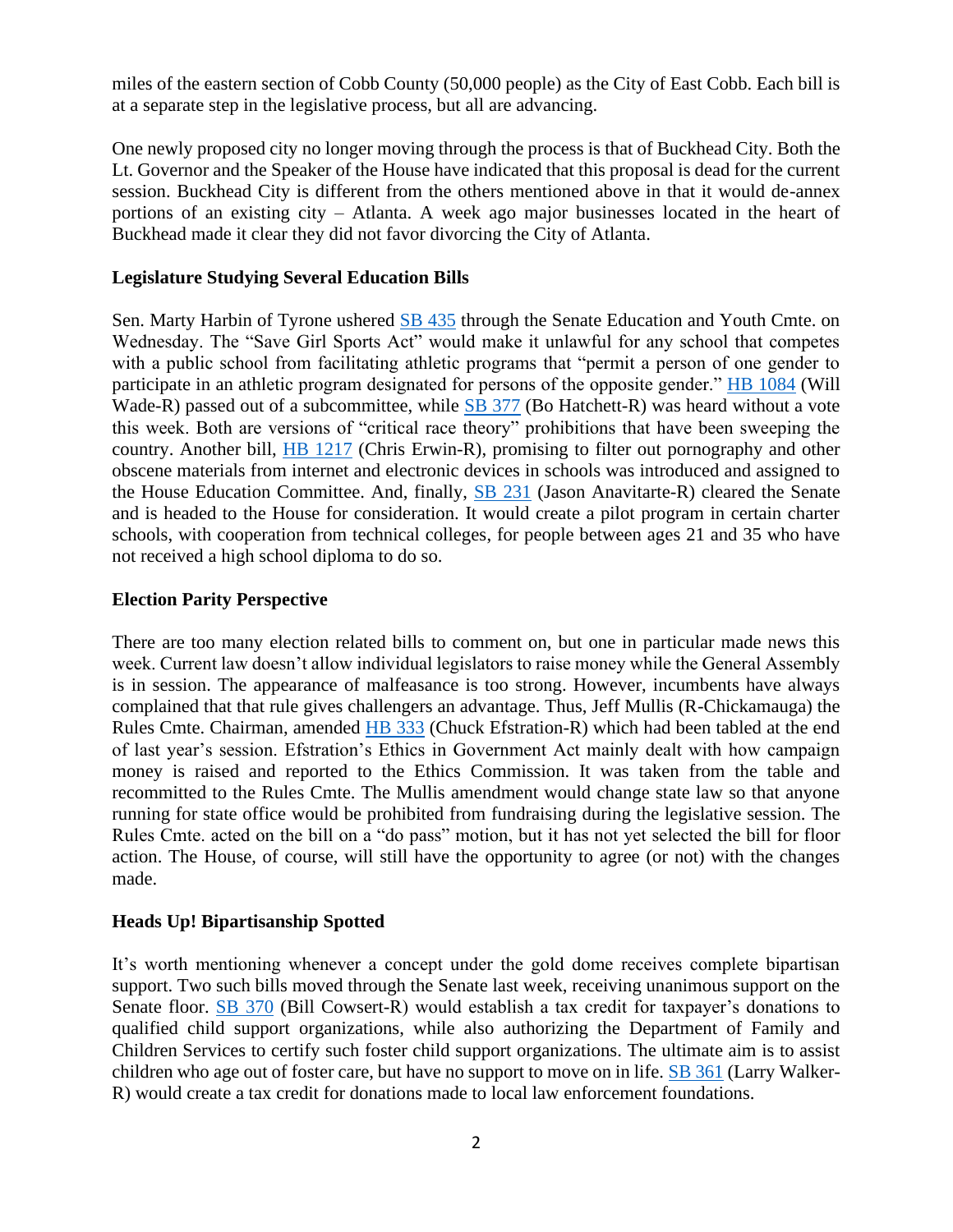miles of the eastern section of Cobb County (50,000 people) as the City of East Cobb. Each bill is at a separate step in the legislative process, but all are advancing.

One newly proposed city no longer moving through the process is that of Buckhead City. Both the Lt. Governor and the Speaker of the House have indicated that this proposal is dead for the current session. Buckhead City is different from the others mentioned above in that it would de-annex portions of an existing city – Atlanta. A week ago major businesses located in the heart of Buckhead made it clear they did not favor divorcing the City of Atlanta.

**Legislature Studying Several Education Bills**

Sen. Marty Harbin of Tyrone ushered SB 435 through the Senate Education and Youth Cmte. on Wednesday. The "Save Girl Sports Act" would make it unlawful for any school that competes with a public school from facilitating athletic programs that "permit a person of one gender to participate in an athletic program designated for persons of the opposite gender." HB 1084 (Will Wade-R) passed out of a subcommittee, while SB 377 (Bo Hatchett-R) was heard without a vote this week. Both are versions of "critical race theory" prohibitions that have been sweeping the country. Another bill, HB 1217 (Chris Erwin-R), promising to filter out pornography and other obscene materials from internet and electronic devices in schools was introduced and assigned to the House Education Committee. And, finally, SB 231 (Jason Anavitarte-R) cleared the Senate and is headed to the House for consideration. It would create a pilot program in certain charter schools, with cooperation from technical colleges, for people between ages 21 and 35 who have not received a high school diploma to do so.

**Election Parity Perspective**

There are too many election related bills to comment on, but one in particular made news this week. Current law doesn't allow individual legislators to raise money while the General Assembly is in session. The appearance of malfeasance is too strong. However, incumbents have always complained that that rule gives challengers an advantage. Thus, Jeff Mullis (R-Chickamauga) the Rules Cmte. Chairman, amended HB 333 (Chuck Efstration-R) which had been tabled at the end of last year's session. Efstration's Ethics in Government Act mainly dealt with how campaign money is raised and reported to the Ethics Commission. It was taken from the table and recommitted to the Rules Cmte. The Mullis amendment would change state law so that anyone running for state office would be prohibited from fundraising during the legislative session. The Rules Cmte. acted on the bill on a "do pass" motion, but it has not yet selected the bill for floor action. The House, of course, will still have the opportunity to agree (or not) with the changes made.

**Heads Up! Bipartisanship Spotted**

It's worth mentioning whenever a concept under the gold dome receives complete bipartisan support. Two such bills moved through the Senate last week, receiving unanimous support on the Senate floor. SB 370 (Bill Cowsert-R) would establish a tax credit for taxpayer's donations to qualified child support organizations, while also authorizing the Department of Family and Children Services to certify such foster child support organizations. The ultimate aim is to assist children who age out of foster care, but have no support to move on in life. SB 361 (Larry Walker-R) would create a tax credit for donations made to local law enforcement foundations.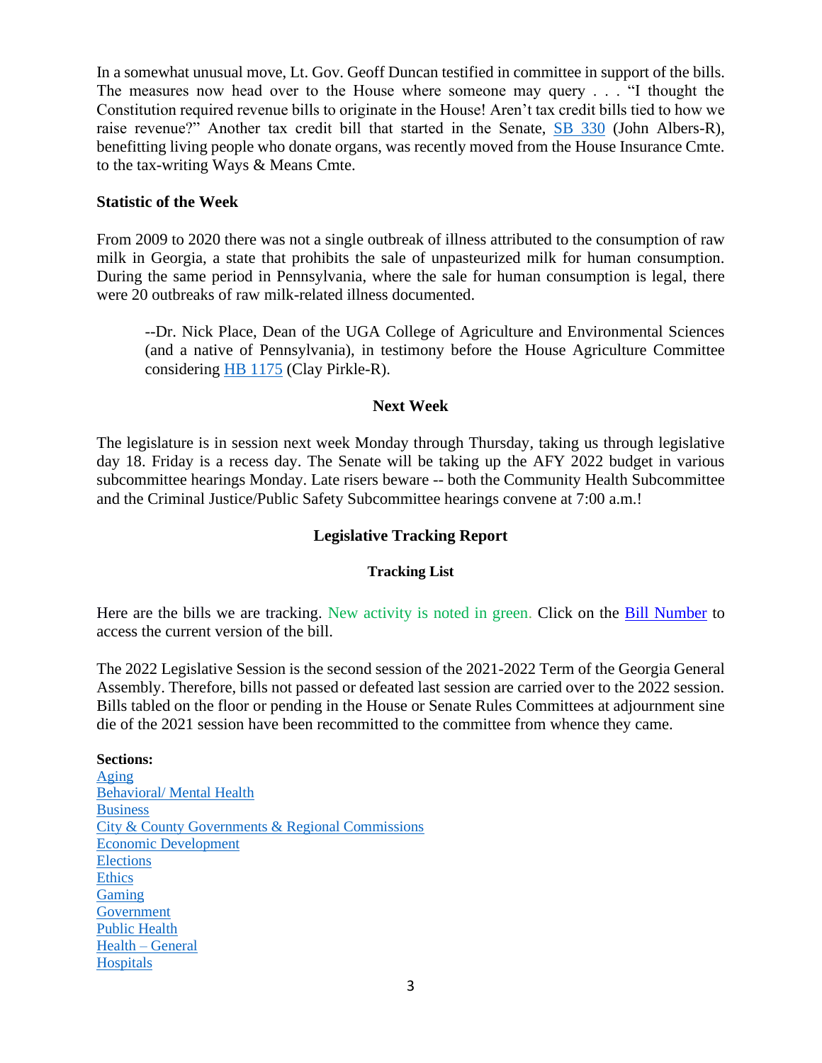In a somewhat unusual move, Lt. Gov. Geoff Duncan testified in committee in support of the bills. The measures now head over to the House where someone may query . . . "I thought the Constitution required revenue bills to originate in the House! Aren't tax credit bills tied to how we raise revenue?" Another tax credit bill that started in the Senate, SB 330 (John Albers-R), benefitting living people who donate organs, was recently moved from the House Insurance Cmte. to the tax-writing Ways & Means Cmte.

**Statistic of the Week**

From 2009 to 2020 there was not a single outbreak of illness attributed to the consumption of raw milk in Georgia, a state that prohibits the sale of unpasteurized milk for human consumption. During the same period in Pennsylvania, where the sale for human consumption is legal, there were 20 outbreaks of raw milk-related illness documented.

> --Dr. Nick Place, Dean of the UGA College of Agriculture and Environmental Sciences (and a native of Pennsylvania), in testimony before the House Agriculture Committee considering HB 1175 (Clay Pirkle-R).

**Next Week**

The legislature is in session next week Monday through Thursday, taking us through legislative day 18. Friday is a recess day. The Senate will be taking up the AFY 2022 budget in various subcommittee hearings Monday. Late risers beware -- both the Community Health Subcommittee and the Criminal Justice/Public Safety Subcommittee hearings convene at 7:00 a.m.!

## Legislative Tracking Report

### Tracking List

Here are the bills we are tracking. New activity is noted in green. Click on the Bill Number to access the current version of the bill.

The 2022 Legislative Session is the second session of the 2021-2022 Term of the Georgia General Assembly. Therefore, bills not passed or defeated last session are carried over to the 2022 session. Bills tabled on the floor or pending in the House or Senate Rules Committees at adjournment sine die of the 2021 session have been recommitted to the committee from whence they came.

**Sections:**
- Aging
- Behavioral/ Mental Health
- Business
- City & County Governments & Regional Commissions
- Economic Development
- Elections
- Ethics
- Gaming
- Government
- Public Health
- Health – General
- Hospitals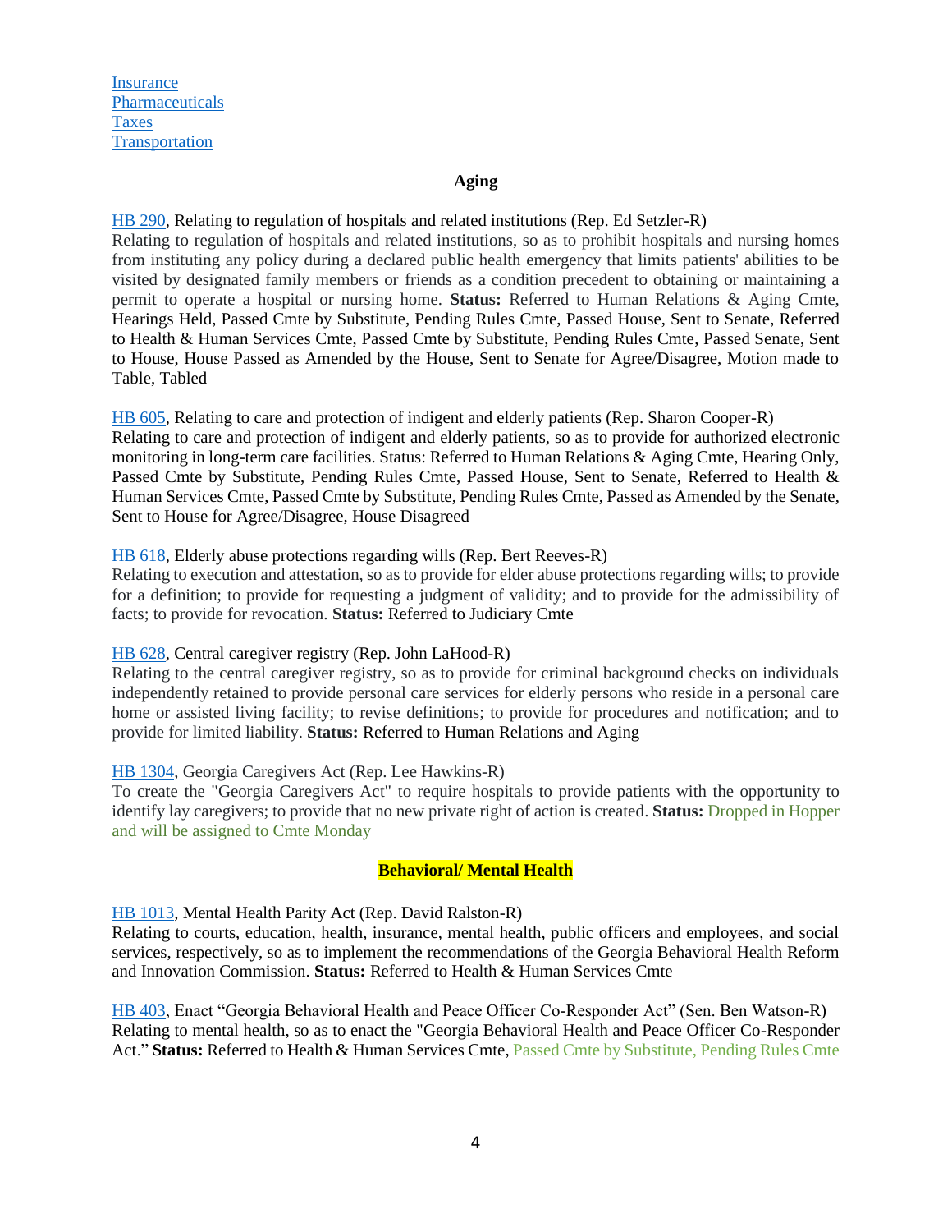Insurance
Pharmaceuticals
Taxes
Transportation

## Aging

HB 290, Relating to regulation of hospitals and related institutions (Rep. Ed Setzler-R)
Relating to regulation of hospitals and related institutions, so as to prohibit hospitals and nursing homes from instituting any policy during a declared public health emergency that limits patients' abilities to be visited by designated family members or friends as a condition precedent to obtaining or maintaining a permit to operate a hospital or nursing home. **Status:** Referred to Human Relations & Aging Cmte, Hearings Held, Passed Cmte by Substitute, Pending Rules Cmte, Passed House, Sent to Senate, Referred to Health & Human Services Cmte, Passed Cmte by Substitute, Pending Rules Cmte, Passed Senate, Sent to House, House Passed as Amended by the House, Sent to Senate for Agree/Disagree, Motion made to Table, Tabled

HB 605, Relating to care and protection of indigent and elderly patients (Rep. Sharon Cooper-R)
Relating to care and protection of indigent and elderly patients, so as to provide for authorized electronic monitoring in long-term care facilities. Status: Referred to Human Relations & Aging Cmte, Hearing Only, Passed Cmte by Substitute, Pending Rules Cmte, Passed House, Sent to Senate, Referred to Health & Human Services Cmte, Passed Cmte by Substitute, Pending Rules Cmte, Passed as Amended by the Senate, Sent to House for Agree/Disagree, House Disagreed

HB 618, Elderly abuse protections regarding wills (Rep. Bert Reeves-R)
Relating to execution and attestation, so as to provide for elder abuse protections regarding wills; to provide for a definition; to provide for requesting a judgment of validity; and to provide for the admissibility of facts; to provide for revocation. **Status:** Referred to Judiciary Cmte

HB 628, Central caregiver registry (Rep. John LaHood-R)
Relating to the central caregiver registry, so as to provide for criminal background checks on individuals independently retained to provide personal care services for elderly persons who reside in a personal care home or assisted living facility; to revise definitions; to provide for procedures and notification; and to provide for limited liability. **Status:** Referred to Human Relations and Aging

HB 1304, Georgia Caregivers Act (Rep. Lee Hawkins-R)
To create the "Georgia Caregivers Act" to require hospitals to provide patients with the opportunity to identify lay caregivers; to provide that no new private right of action is created. **Status:** Dropped in Hopper and will be assigned to Cmte Monday

## Behavioral/ Mental Health

HB 1013, Mental Health Parity Act (Rep. David Ralston-R)
Relating to courts, education, health, insurance, mental health, public officers and employees, and social services, respectively, so as to implement the recommendations of the Georgia Behavioral Health Reform and Innovation Commission. **Status:** Referred to Health & Human Services Cmte

HB 403, Enact "Georgia Behavioral Health and Peace Officer Co-Responder Act" (Sen. Ben Watson-R)
Relating to mental health, so as to enact the "Georgia Behavioral Health and Peace Officer Co-Responder Act." **Status:** Referred to Health & Human Services Cmte, Passed Cmte by Substitute, Pending Rules Cmte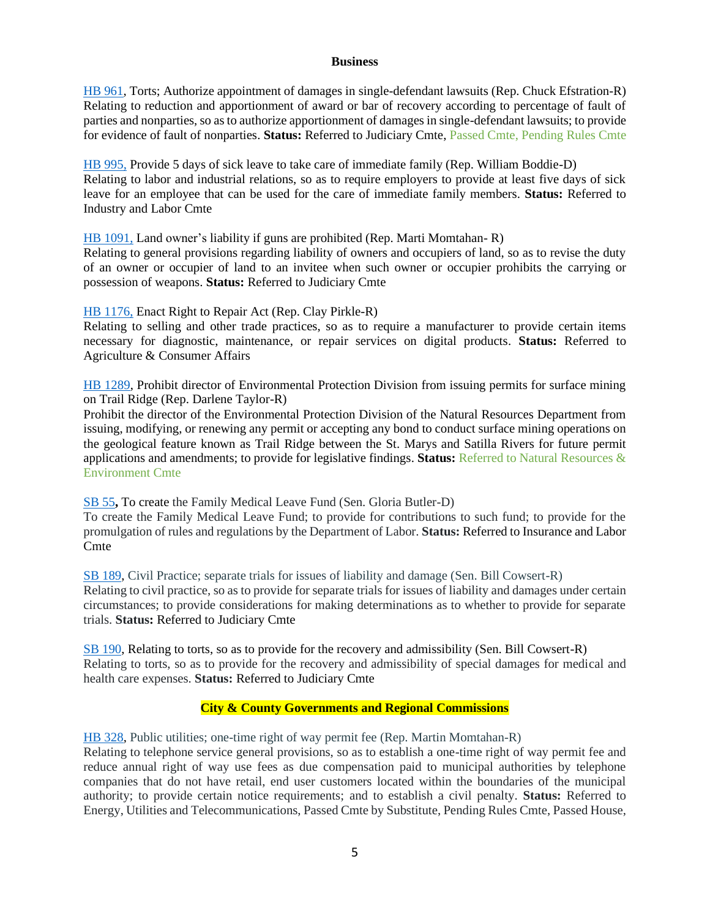## Business

HB 961, Torts; Authorize appointment of damages in single-defendant lawsuits (Rep. Chuck Efstration-R)
Relating to reduction and apportionment of award or bar of recovery according to percentage of fault of parties and nonparties, so as to authorize apportionment of damages in single-defendant lawsuits; to provide for evidence of fault of nonparties. **Status:** Referred to Judiciary Cmte, Passed Cmte, Pending Rules Cmte

HB 995, Provide 5 days of sick leave to take care of immediate family (Rep. William Boddie-D)
Relating to labor and industrial relations, so as to require employers to provide at least five days of sick leave for an employee that can be used for the care of immediate family members. **Status:** Referred to Industry and Labor Cmte

HB 1091, Land owner's liability if guns are prohibited (Rep. Marti Momtahan- R)
Relating to general provisions regarding liability of owners and occupiers of land, so as to revise the duty of an owner or occupier of land to an invitee when such owner or occupier prohibits the carrying or possession of weapons. **Status:** Referred to Judiciary Cmte

HB 1176, Enact Right to Repair Act (Rep. Clay Pirkle-R)
Relating to selling and other trade practices, so as to require a manufacturer to provide certain items necessary for diagnostic, maintenance, or repair services on digital products. **Status:** Referred to Agriculture & Consumer Affairs

HB 1289, Prohibit director of Environmental Protection Division from issuing permits for surface mining on Trail Ridge (Rep. Darlene Taylor-R)
Prohibit the director of the Environmental Protection Division of the Natural Resources Department from issuing, modifying, or renewing any permit or accepting any bond to conduct surface mining operations on the geological feature known as Trail Ridge between the St. Marys and Satilla Rivers for future permit applications and amendments; to provide for legislative findings. **Status:** Referred to Natural Resources & Environment Cmte

SB 55**,** To create the Family Medical Leave Fund (Sen. Gloria Butler-D)
To create the Family Medical Leave Fund; to provide for contributions to such fund; to provide for the promulgation of rules and regulations by the Department of Labor. **Status:** Referred to Insurance and Labor Cmte

SB 189, Civil Practice; separate trials for issues of liability and damage (Sen. Bill Cowsert-R)
Relating to civil practice, so as to provide for separate trials for issues of liability and damages under certain circumstances; to provide considerations for making determinations as to whether to provide for separate trials. **Status:** Referred to Judiciary Cmte

SB 190, Relating to torts, so as to provide for the recovery and admissibility (Sen. Bill Cowsert-R)
Relating to torts, so as to provide for the recovery and admissibility of special damages for medical and health care expenses. **Status:** Referred to Judiciary Cmte

## City & County Governments and Regional Commissions

HB 328, Public utilities; one-time right of way permit fee (Rep. Martin Momtahan-R)
Relating to telephone service general provisions, so as to establish a one-time right of way permit fee and reduce annual right of way use fees as due compensation paid to municipal authorities by telephone companies that do not have retail, end user customers located within the boundaries of the municipal authority; to provide certain notice requirements; and to establish a civil penalty. **Status:** Referred to Energy, Utilities and Telecommunications, Passed Cmte by Substitute, Pending Rules Cmte, Passed House,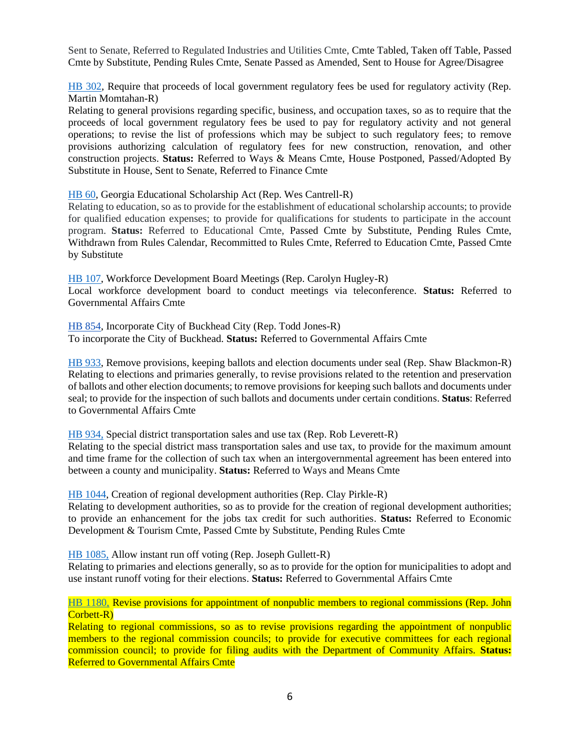Sent to Senate, Referred to Regulated Industries and Utilities Cmte, Cmte Tabled, Taken off Table, Passed Cmte by Substitute, Pending Rules Cmte, Senate Passed as Amended, Sent to House for Agree/Disagree

HB 302, Require that proceeds of local government regulatory fees be used for regulatory activity (Rep. Martin Momtahan-R)
Relating to general provisions regarding specific, business, and occupation taxes, so as to require that the proceeds of local government regulatory fees be used to pay for regulatory activity and not general operations; to revise the list of professions which may be subject to such regulatory fees; to remove provisions authorizing calculation of regulatory fees for new construction, renovation, and other construction projects. **Status:** Referred to Ways & Means Cmte, House Postponed, Passed/Adopted By Substitute in House, Sent to Senate, Referred to Finance Cmte

HB 60, Georgia Educational Scholarship Act (Rep. Wes Cantrell-R)
Relating to education, so as to provide for the establishment of educational scholarship accounts; to provide for qualified education expenses; to provide for qualifications for students to participate in the account program. **Status:** Referred to Educational Cmte, Passed Cmte by Substitute, Pending Rules Cmte, Withdrawn from Rules Calendar, Recommitted to Rules Cmte, Referred to Education Cmte, Passed Cmte by Substitute

HB 107, Workforce Development Board Meetings (Rep. Carolyn Hugley-R)
Local workforce development board to conduct meetings via teleconference. **Status:** Referred to Governmental Affairs Cmte

HB 854, Incorporate City of Buckhead City (Rep. Todd Jones-R)
To incorporate the City of Buckhead. **Status:** Referred to Governmental Affairs Cmte

HB 933, Remove provisions, keeping ballots and election documents under seal (Rep. Shaw Blackmon-R)
Relating to elections and primaries generally, to revise provisions related to the retention and preservation of ballots and other election documents; to remove provisions for keeping such ballots and documents under seal; to provide for the inspection of such ballots and documents under certain conditions. **Status**: Referred to Governmental Affairs Cmte

HB 934, Special district transportation sales and use tax (Rep. Rob Leverett-R)
Relating to the special district mass transportation sales and use tax, to provide for the maximum amount and time frame for the collection of such tax when an intergovernmental agreement has been entered into between a county and municipality. **Status:** Referred to Ways and Means Cmte

HB 1044, Creation of regional development authorities (Rep. Clay Pirkle-R)
Relating to development authorities, so as to provide for the creation of regional development authorities; to provide an enhancement for the jobs tax credit for such authorities. **Status:** Referred to Economic Development & Tourism Cmte, Passed Cmte by Substitute, Pending Rules Cmte

HB 1085, Allow instant run off voting (Rep. Joseph Gullett-R)
Relating to primaries and elections generally, so as to provide for the option for municipalities to adopt and use instant runoff voting for their elections. **Status:** Referred to Governmental Affairs Cmte

HB 1180, Revise provisions for appointment of nonpublic members to regional commissions (Rep. John Corbett-R)
Relating to regional commissions, so as to revise provisions regarding the appointment of nonpublic members to the regional commission councils; to provide for executive committees for each regional commission council; to provide for filing audits with the Department of Community Affairs. **Status:** Referred to Governmental Affairs Cmte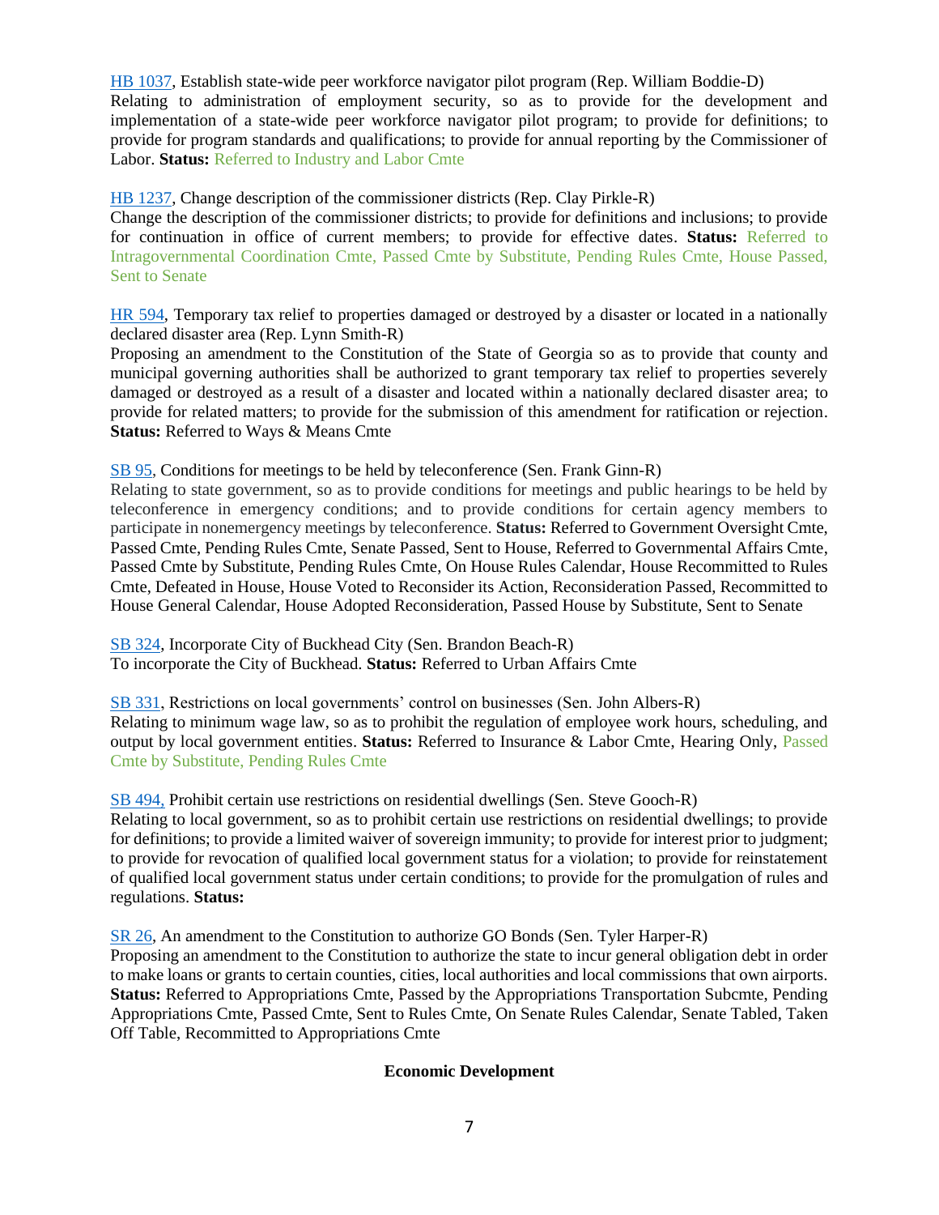HB 1037, Establish state-wide peer workforce navigator pilot program (Rep. William Boddie-D)
Relating to administration of employment security, so as to provide for the development and implementation of a state-wide peer workforce navigator pilot program; to provide for definitions; to provide for program standards and qualifications; to provide for annual reporting by the Commissioner of Labor. **Status:** Referred to Industry and Labor Cmte

HB 1237, Change description of the commissioner districts (Rep. Clay Pirkle-R)
Change the description of the commissioner districts; to provide for definitions and inclusions; to provide for continuation in office of current members; to provide for effective dates. **Status:** Referred to Intragovernmental Coordination Cmte, Passed Cmte by Substitute, Pending Rules Cmte, House Passed, Sent to Senate

HR 594, Temporary tax relief to properties damaged or destroyed by a disaster or located in a nationally declared disaster area (Rep. Lynn Smith-R)
Proposing an amendment to the Constitution of the State of Georgia so as to provide that county and municipal governing authorities shall be authorized to grant temporary tax relief to properties severely damaged or destroyed as a result of a disaster and located within a nationally declared disaster area; to provide for related matters; to provide for the submission of this amendment for ratification or rejection. **Status:** Referred to Ways & Means Cmte

SB 95, Conditions for meetings to be held by teleconference (Sen. Frank Ginn-R)
Relating to state government, so as to provide conditions for meetings and public hearings to be held by teleconference in emergency conditions; and to provide conditions for certain agency members to participate in nonemergency meetings by teleconference. **Status:** Referred to Government Oversight Cmte, Passed Cmte, Pending Rules Cmte, Senate Passed, Sent to House, Referred to Governmental Affairs Cmte, Passed Cmte by Substitute, Pending Rules Cmte, On House Rules Calendar, House Recommitted to Rules Cmte, Defeated in House, House Voted to Reconsider its Action, Reconsideration Passed, Recommitted to House General Calendar, House Adopted Reconsideration, Passed House by Substitute, Sent to Senate

SB 324, Incorporate City of Buckhead City (Sen. Brandon Beach-R)
To incorporate the City of Buckhead. **Status:** Referred to Urban Affairs Cmte

SB 331, Restrictions on local governments' control on businesses (Sen. John Albers-R)
Relating to minimum wage law, so as to prohibit the regulation of employee work hours, scheduling, and output by local government entities. **Status:** Referred to Insurance & Labor Cmte, Hearing Only, Passed Cmte by Substitute, Pending Rules Cmte

SB 494, Prohibit certain use restrictions on residential dwellings (Sen. Steve Gooch-R)
Relating to local government, so as to prohibit certain use restrictions on residential dwellings; to provide for definitions; to provide a limited waiver of sovereign immunity; to provide for interest prior to judgment; to provide for revocation of qualified local government status for a violation; to provide for reinstatement of qualified local government status under certain conditions; to provide for the promulgation of rules and regulations. **Status:**

SR 26, An amendment to the Constitution to authorize GO Bonds (Sen. Tyler Harper-R)
Proposing an amendment to the Constitution to authorize the state to incur general obligation debt in order to make loans or grants to certain counties, cities, local authorities and local commissions that own airports. **Status:** Referred to Appropriations Cmte, Passed by the Appropriations Transportation Subcmte, Pending Appropriations Cmte, Passed Cmte, Sent to Rules Cmte, On Senate Rules Calendar, Senate Tabled, Taken Off Table, Recommitted to Appropriations Cmte

**Economic Development**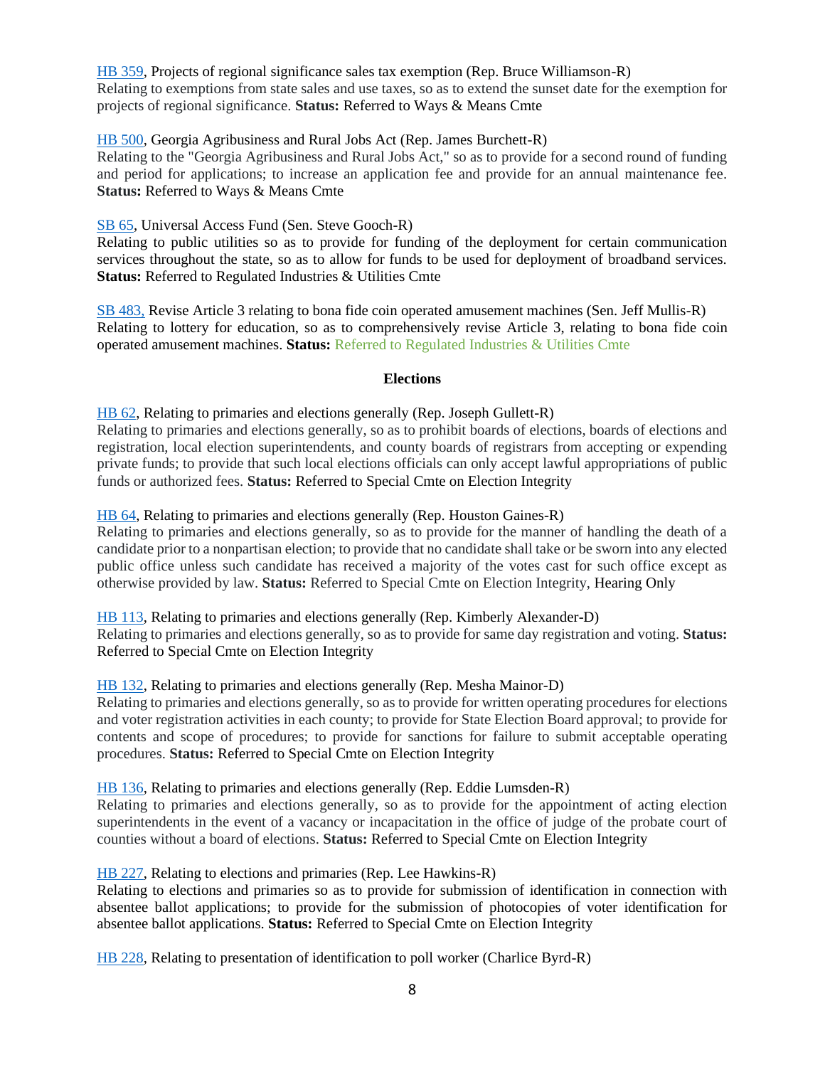HB 359, Projects of regional significance sales tax exemption (Rep. Bruce Williamson-R)
Relating to exemptions from state sales and use taxes, so as to extend the sunset date for the exemption for projects of regional significance. **Status:** Referred to Ways & Means Cmte

HB 500, Georgia Agribusiness and Rural Jobs Act (Rep. James Burchett-R)
Relating to the "Georgia Agribusiness and Rural Jobs Act," so as to provide for a second round of funding and period for applications; to increase an application fee and provide for an annual maintenance fee. **Status:** Referred to Ways & Means Cmte

SB 65, Universal Access Fund (Sen. Steve Gooch-R)
Relating to public utilities so as to provide for funding of the deployment for certain communication services throughout the state, so as to allow for funds to be used for deployment of broadband services. **Status:** Referred to Regulated Industries & Utilities Cmte

SB 483, Revise Article 3 relating to bona fide coin operated amusement machines (Sen. Jeff Mullis-R)
Relating to lottery for education, so as to comprehensively revise Article 3, relating to bona fide coin operated amusement machines. **Status:** Referred to Regulated Industries & Utilities Cmte

## Elections

HB 62, Relating to primaries and elections generally (Rep. Joseph Gullett-R)
Relating to primaries and elections generally, so as to prohibit boards of elections, boards of elections and registration, local election superintendents, and county boards of registrars from accepting or expending private funds; to provide that such local elections officials can only accept lawful appropriations of public funds or authorized fees. **Status:** Referred to Special Cmte on Election Integrity

HB 64, Relating to primaries and elections generally (Rep. Houston Gaines-R)
Relating to primaries and elections generally, so as to provide for the manner of handling the death of a candidate prior to a nonpartisan election; to provide that no candidate shall take or be sworn into any elected public office unless such candidate has received a majority of the votes cast for such office except as otherwise provided by law. **Status:** Referred to Special Cmte on Election Integrity, Hearing Only

HB 113, Relating to primaries and elections generally (Rep. Kimberly Alexander-D)
Relating to primaries and elections generally, so as to provide for same day registration and voting. **Status:** Referred to Special Cmte on Election Integrity

HB 132, Relating to primaries and elections generally (Rep. Mesha Mainor-D)
Relating to primaries and elections generally, so as to provide for written operating procedures for elections and voter registration activities in each county; to provide for State Election Board approval; to provide for contents and scope of procedures; to provide for sanctions for failure to submit acceptable operating procedures. **Status:** Referred to Special Cmte on Election Integrity

HB 136, Relating to primaries and elections generally (Rep. Eddie Lumsden-R)
Relating to primaries and elections generally, so as to provide for the appointment of acting election superintendents in the event of a vacancy or incapacitation in the office of judge of the probate court of counties without a board of elections. **Status:** Referred to Special Cmte on Election Integrity

HB 227, Relating to elections and primaries (Rep. Lee Hawkins-R)
Relating to elections and primaries so as to provide for submission of identification in connection with absentee ballot applications; to provide for the submission of photocopies of voter identification for absentee ballot applications. **Status:** Referred to Special Cmte on Election Integrity

HB 228, Relating to presentation of identification to poll worker (Charlice Byrd-R)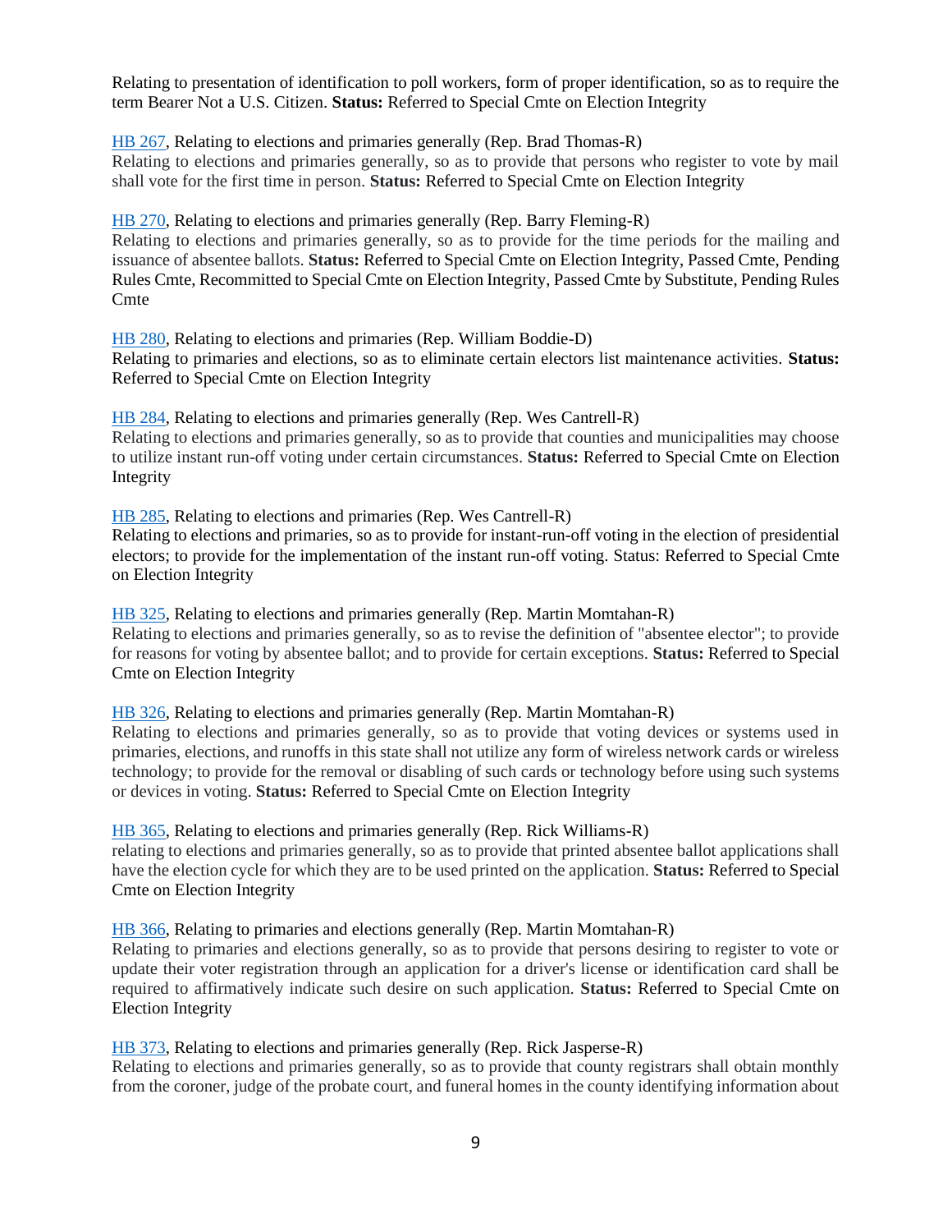Relating to presentation of identification to poll workers, form of proper identification, so as to require the term Bearer Not a U.S. Citizen. **Status:** Referred to Special Cmte on Election Integrity

HB 267, Relating to elections and primaries generally (Rep. Brad Thomas-R)
Relating to elections and primaries generally, so as to provide that persons who register to vote by mail shall vote for the first time in person. **Status:** Referred to Special Cmte on Election Integrity

HB 270, Relating to elections and primaries generally (Rep. Barry Fleming-R)
Relating to elections and primaries generally, so as to provide for the time periods for the mailing and issuance of absentee ballots. **Status:** Referred to Special Cmte on Election Integrity, Passed Cmte, Pending Rules Cmte, Recommitted to Special Cmte on Election Integrity, Passed Cmte by Substitute, Pending Rules Cmte

HB 280, Relating to elections and primaries (Rep. William Boddie-D)
Relating to primaries and elections, so as to eliminate certain electors list maintenance activities. **Status:** Referred to Special Cmte on Election Integrity

HB 284, Relating to elections and primaries generally (Rep. Wes Cantrell-R)
Relating to elections and primaries generally, so as to provide that counties and municipalities may choose to utilize instant run-off voting under certain circumstances. **Status:** Referred to Special Cmte on Election Integrity

HB 285, Relating to elections and primaries (Rep. Wes Cantrell-R)
Relating to elections and primaries, so as to provide for instant-run-off voting in the election of presidential electors; to provide for the implementation of the instant run-off voting. Status: Referred to Special Cmte on Election Integrity

HB 325, Relating to elections and primaries generally (Rep. Martin Momtahan-R)
Relating to elections and primaries generally, so as to revise the definition of "absentee elector"; to provide for reasons for voting by absentee ballot; and to provide for certain exceptions. **Status:** Referred to Special Cmte on Election Integrity

HB 326, Relating to elections and primaries generally (Rep. Martin Momtahan-R)
Relating to elections and primaries generally, so as to provide that voting devices or systems used in primaries, elections, and runoffs in this state shall not utilize any form of wireless network cards or wireless technology; to provide for the removal or disabling of such cards or technology before using such systems or devices in voting. **Status:** Referred to Special Cmte on Election Integrity

HB 365, Relating to elections and primaries generally (Rep. Rick Williams-R)
relating to elections and primaries generally, so as to provide that printed absentee ballot applications shall have the election cycle for which they are to be used printed on the application. **Status:** Referred to Special Cmte on Election Integrity

HB 366, Relating to primaries and elections generally (Rep. Martin Momtahan-R)
Relating to primaries and elections generally, so as to provide that persons desiring to register to vote or update their voter registration through an application for a driver's license or identification card shall be required to affirmatively indicate such desire on such application. **Status:** Referred to Special Cmte on Election Integrity

HB 373, Relating to elections and primaries generally (Rep. Rick Jasperse-R)
Relating to elections and primaries generally, so as to provide that county registrars shall obtain monthly from the coroner, judge of the probate court, and funeral homes in the county identifying information about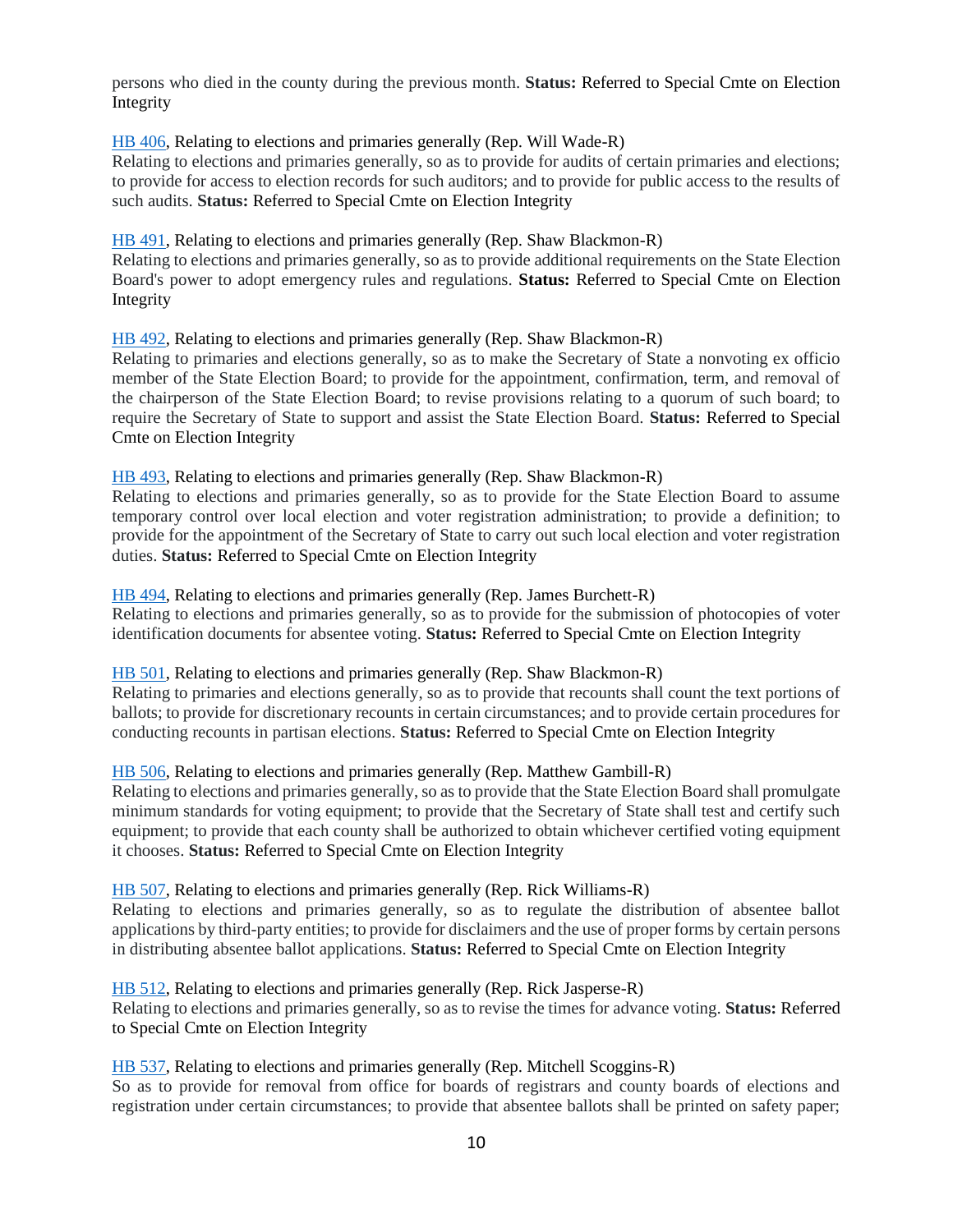persons who died in the county during the previous month. **Status:** Referred to Special Cmte on Election Integrity

HB 406, Relating to elections and primaries generally (Rep. Will Wade-R)
Relating to elections and primaries generally, so as to provide for audits of certain primaries and elections; to provide for access to election records for such auditors; and to provide for public access to the results of such audits. **Status:** Referred to Special Cmte on Election Integrity

HB 491, Relating to elections and primaries generally (Rep. Shaw Blackmon-R)
Relating to elections and primaries generally, so as to provide additional requirements on the State Election Board's power to adopt emergency rules and regulations. **Status:** Referred to Special Cmte on Election Integrity

HB 492, Relating to elections and primaries generally (Rep. Shaw Blackmon-R)
Relating to primaries and elections generally, so as to make the Secretary of State a nonvoting ex officio member of the State Election Board; to provide for the appointment, confirmation, term, and removal of the chairperson of the State Election Board; to revise provisions relating to a quorum of such board; to require the Secretary of State to support and assist the State Election Board. **Status:** Referred to Special Cmte on Election Integrity

HB 493, Relating to elections and primaries generally (Rep. Shaw Blackmon-R)
Relating to elections and primaries generally, so as to provide for the State Election Board to assume temporary control over local election and voter registration administration; to provide a definition; to provide for the appointment of the Secretary of State to carry out such local election and voter registration duties. **Status:** Referred to Special Cmte on Election Integrity

HB 494, Relating to elections and primaries generally (Rep. James Burchett-R)
Relating to elections and primaries generally, so as to provide for the submission of photocopies of voter identification documents for absentee voting. **Status:** Referred to Special Cmte on Election Integrity

HB 501, Relating to elections and primaries generally (Rep. Shaw Blackmon-R)
Relating to primaries and elections generally, so as to provide that recounts shall count the text portions of ballots; to provide for discretionary recounts in certain circumstances; and to provide certain procedures for conducting recounts in partisan elections. **Status:** Referred to Special Cmte on Election Integrity

HB 506, Relating to elections and primaries generally (Rep. Matthew Gambill-R)
Relating to elections and primaries generally, so as to provide that the State Election Board shall promulgate minimum standards for voting equipment; to provide that the Secretary of State shall test and certify such equipment; to provide that each county shall be authorized to obtain whichever certified voting equipment it chooses. **Status:** Referred to Special Cmte on Election Integrity

HB 507, Relating to elections and primaries generally (Rep. Rick Williams-R)
Relating to elections and primaries generally, so as to regulate the distribution of absentee ballot applications by third-party entities; to provide for disclaimers and the use of proper forms by certain persons in distributing absentee ballot applications. **Status:** Referred to Special Cmte on Election Integrity

HB 512, Relating to elections and primaries generally (Rep. Rick Jasperse-R)
Relating to elections and primaries generally, so as to revise the times for advance voting. **Status:** Referred to Special Cmte on Election Integrity

HB 537, Relating to elections and primaries generally (Rep. Mitchell Scoggins-R)
So as to provide for removal from office for boards of registrars and county boards of elections and registration under certain circumstances; to provide that absentee ballots shall be printed on safety paper;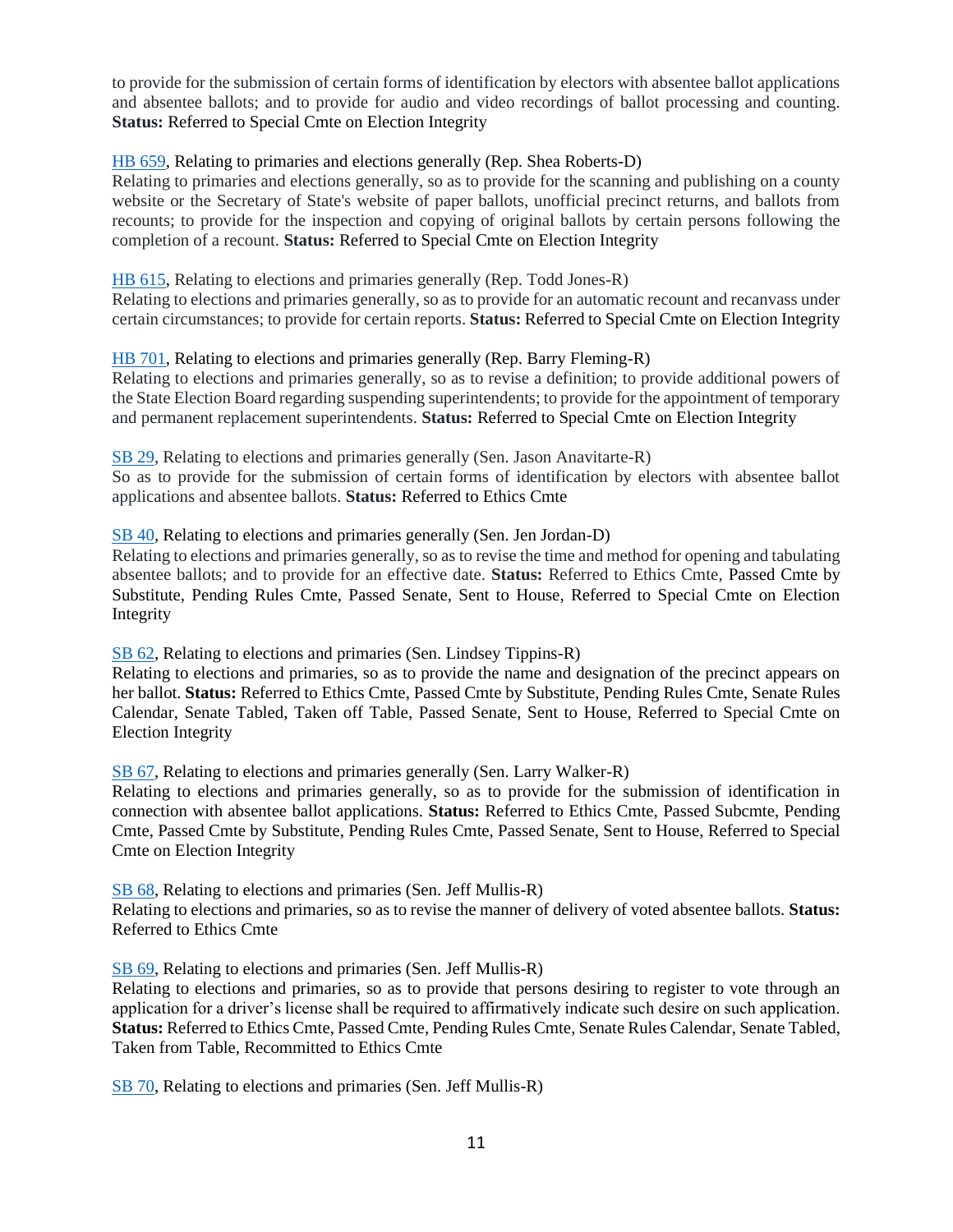to provide for the submission of certain forms of identification by electors with absentee ballot applications and absentee ballots; and to provide for audio and video recordings of ballot processing and counting. **Status:** Referred to Special Cmte on Election Integrity

HB 659, Relating to primaries and elections generally (Rep. Shea Roberts-D)
Relating to primaries and elections generally, so as to provide for the scanning and publishing on a county website or the Secretary of State's website of paper ballots, unofficial precinct returns, and ballots from recounts; to provide for the inspection and copying of original ballots by certain persons following the completion of a recount. **Status:** Referred to Special Cmte on Election Integrity

HB 615, Relating to elections and primaries generally (Rep. Todd Jones-R)
Relating to elections and primaries generally, so as to provide for an automatic recount and recanvass under certain circumstances; to provide for certain reports. **Status:** Referred to Special Cmte on Election Integrity

HB 701, Relating to elections and primaries generally (Rep. Barry Fleming-R)
Relating to elections and primaries generally, so as to revise a definition; to provide additional powers of the State Election Board regarding suspending superintendents; to provide for the appointment of temporary and permanent replacement superintendents. **Status:** Referred to Special Cmte on Election Integrity

SB 29, Relating to elections and primaries generally (Sen. Jason Anavitarte-R)
So as to provide for the submission of certain forms of identification by electors with absentee ballot applications and absentee ballots. **Status:** Referred to Ethics Cmte

SB 40, Relating to elections and primaries generally (Sen. Jen Jordan-D)
Relating to elections and primaries generally, so as to revise the time and method for opening and tabulating absentee ballots; and to provide for an effective date. **Status:** Referred to Ethics Cmte, Passed Cmte by Substitute, Pending Rules Cmte, Passed Senate, Sent to House, Referred to Special Cmte on Election Integrity

SB 62, Relating to elections and primaries (Sen. Lindsey Tippins-R)
Relating to elections and primaries, so as to provide the name and designation of the precinct appears on her ballot. **Status:** Referred to Ethics Cmte, Passed Cmte by Substitute, Pending Rules Cmte, Senate Rules Calendar, Senate Tabled, Taken off Table, Passed Senate, Sent to House, Referred to Special Cmte on Election Integrity

SB 67, Relating to elections and primaries generally (Sen. Larry Walker-R)
Relating to elections and primaries generally, so as to provide for the submission of identification in connection with absentee ballot applications. **Status:** Referred to Ethics Cmte, Passed Subcmte, Pending Cmte, Passed Cmte by Substitute, Pending Rules Cmte, Passed Senate, Sent to House, Referred to Special Cmte on Election Integrity

SB 68, Relating to elections and primaries (Sen. Jeff Mullis-R)
Relating to elections and primaries, so as to revise the manner of delivery of voted absentee ballots. **Status:** Referred to Ethics Cmte

SB 69, Relating to elections and primaries (Sen. Jeff Mullis-R)
Relating to elections and primaries, so as to provide that persons desiring to register to vote through an application for a driver's license shall be required to affirmatively indicate such desire on such application. **Status:** Referred to Ethics Cmte, Passed Cmte, Pending Rules Cmte, Senate Rules Calendar, Senate Tabled, Taken from Table, Recommitted to Ethics Cmte

SB 70, Relating to elections and primaries (Sen. Jeff Mullis-R)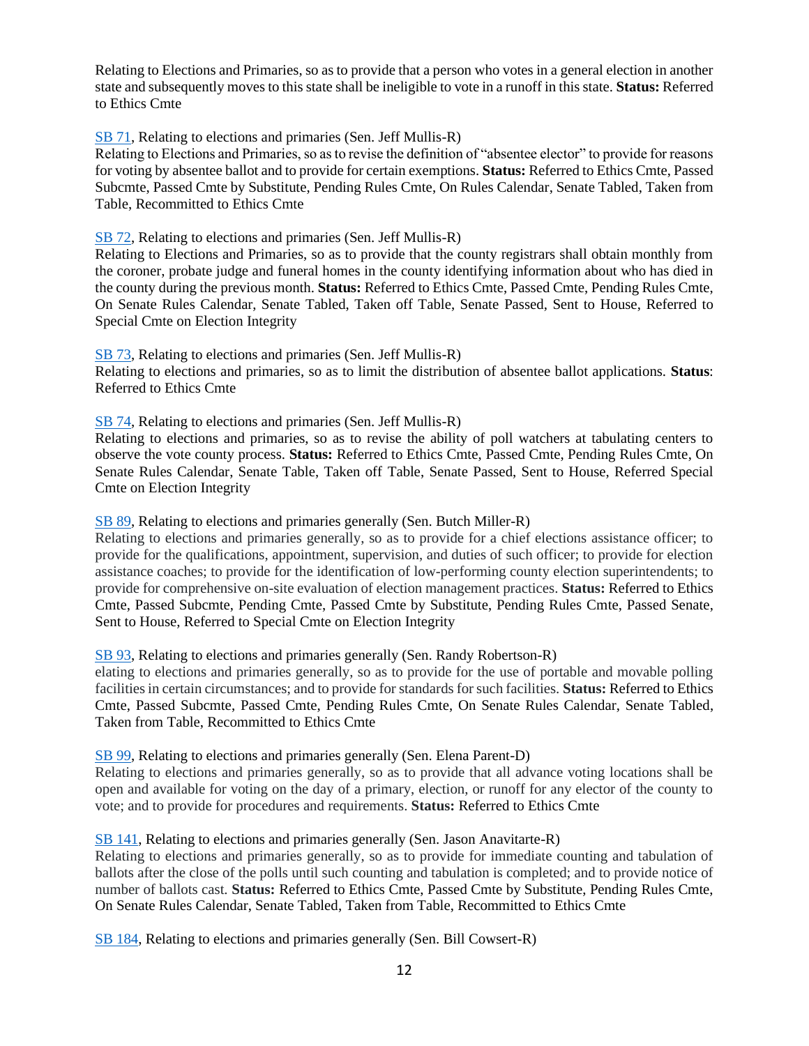Relating to Elections and Primaries, so as to provide that a person who votes in a general election in another state and subsequently moves to this state shall be ineligible to vote in a runoff in this state. **Status:** Referred to Ethics Cmte

SB 71, Relating to elections and primaries (Sen. Jeff Mullis-R)
Relating to Elections and Primaries, so as to revise the definition of "absentee elector" to provide for reasons for voting by absentee ballot and to provide for certain exemptions. **Status:** Referred to Ethics Cmte, Passed Subcmte, Passed Cmte by Substitute, Pending Rules Cmte, On Rules Calendar, Senate Tabled, Taken from Table, Recommitted to Ethics Cmte

SB 72, Relating to elections and primaries (Sen. Jeff Mullis-R)
Relating to Elections and Primaries, so as to provide that the county registrars shall obtain monthly from the coroner, probate judge and funeral homes in the county identifying information about who has died in the county during the previous month. **Status:** Referred to Ethics Cmte, Passed Cmte, Pending Rules Cmte, On Senate Rules Calendar, Senate Tabled, Taken off Table, Senate Passed, Sent to House, Referred to Special Cmte on Election Integrity

SB 73, Relating to elections and primaries (Sen. Jeff Mullis-R)
Relating to elections and primaries, so as to limit the distribution of absentee ballot applications. **Status**: Referred to Ethics Cmte

SB 74, Relating to elections and primaries (Sen. Jeff Mullis-R)
Relating to elections and primaries, so as to revise the ability of poll watchers at tabulating centers to observe the vote county process. **Status:** Referred to Ethics Cmte, Passed Cmte, Pending Rules Cmte, On Senate Rules Calendar, Senate Table, Taken off Table, Senate Passed, Sent to House, Referred Special Cmte on Election Integrity

SB 89, Relating to elections and primaries generally (Sen. Butch Miller-R)
Relating to elections and primaries generally, so as to provide for a chief elections assistance officer; to provide for the qualifications, appointment, supervision, and duties of such officer; to provide for election assistance coaches; to provide for the identification of low-performing county election superintendents; to provide for comprehensive on-site evaluation of election management practices. **Status:** Referred to Ethics Cmte, Passed Subcmte, Pending Cmte, Passed Cmte by Substitute, Pending Rules Cmte, Passed Senate, Sent to House, Referred to Special Cmte on Election Integrity

SB 93, Relating to elections and primaries generally (Sen. Randy Robertson-R)
elating to elections and primaries generally, so as to provide for the use of portable and movable polling facilities in certain circumstances; and to provide for standards for such facilities. **Status:** Referred to Ethics Cmte, Passed Subcmte, Passed Cmte, Pending Rules Cmte, On Senate Rules Calendar, Senate Tabled, Taken from Table, Recommitted to Ethics Cmte

SB 99, Relating to elections and primaries generally (Sen. Elena Parent-D)
Relating to elections and primaries generally, so as to provide that all advance voting locations shall be open and available for voting on the day of a primary, election, or runoff for any elector of the county to vote; and to provide for procedures and requirements. **Status:** Referred to Ethics Cmte

SB 141, Relating to elections and primaries generally (Sen. Jason Anavitarte-R)
Relating to elections and primaries generally, so as to provide for immediate counting and tabulation of ballots after the close of the polls until such counting and tabulation is completed; and to provide notice of number of ballots cast. **Status:** Referred to Ethics Cmte, Passed Cmte by Substitute, Pending Rules Cmte, On Senate Rules Calendar, Senate Tabled, Taken from Table, Recommitted to Ethics Cmte

SB 184, Relating to elections and primaries generally (Sen. Bill Cowsert-R)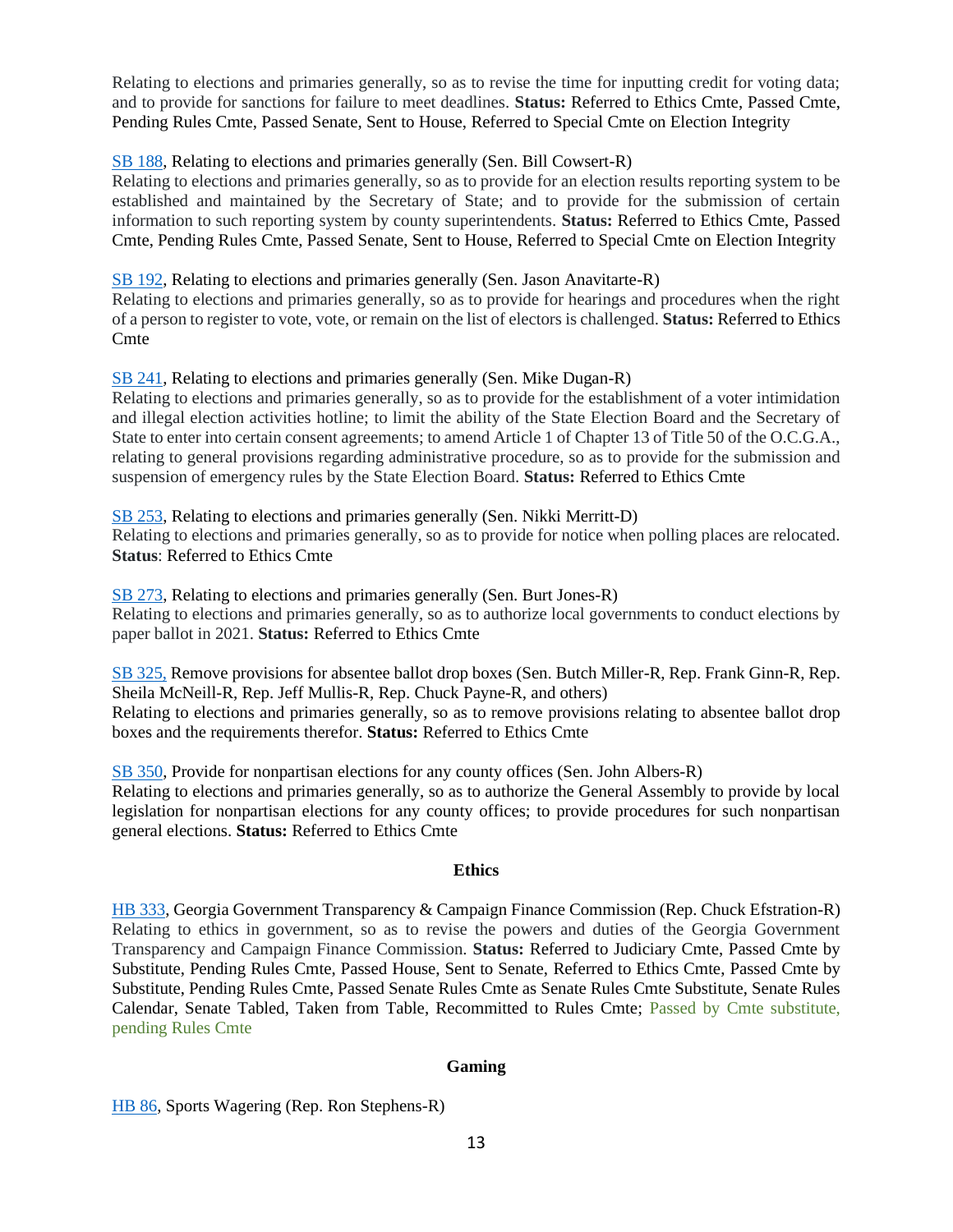Relating to elections and primaries generally, so as to revise the time for inputting credit for voting data; and to provide for sanctions for failure to meet deadlines. **Status:** Referred to Ethics Cmte, Passed Cmte, Pending Rules Cmte, Passed Senate, Sent to House, Referred to Special Cmte on Election Integrity

SB 188, Relating to elections and primaries generally (Sen. Bill Cowsert-R)
Relating to elections and primaries generally, so as to provide for an election results reporting system to be established and maintained by the Secretary of State; and to provide for the submission of certain information to such reporting system by county superintendents. **Status:** Referred to Ethics Cmte, Passed Cmte, Pending Rules Cmte, Passed Senate, Sent to House, Referred to Special Cmte on Election Integrity

SB 192, Relating to elections and primaries generally (Sen. Jason Anavitarte-R)
Relating to elections and primaries generally, so as to provide for hearings and procedures when the right of a person to register to vote, vote, or remain on the list of electors is challenged. **Status:** Referred to Ethics Cmte

SB 241, Relating to elections and primaries generally (Sen. Mike Dugan-R)
Relating to elections and primaries generally, so as to provide for the establishment of a voter intimidation and illegal election activities hotline; to limit the ability of the State Election Board and the Secretary of State to enter into certain consent agreements; to amend Article 1 of Chapter 13 of Title 50 of the O.C.G.A., relating to general provisions regarding administrative procedure, so as to provide for the submission and suspension of emergency rules by the State Election Board. **Status:** Referred to Ethics Cmte

SB 253, Relating to elections and primaries generally (Sen. Nikki Merritt-D)
Relating to elections and primaries generally, so as to provide for notice when polling places are relocated. **Status**: Referred to Ethics Cmte

SB 273, Relating to elections and primaries generally (Sen. Burt Jones-R)
Relating to elections and primaries generally, so as to authorize local governments to conduct elections by paper ballot in 2021. **Status:** Referred to Ethics Cmte

SB 325, Remove provisions for absentee ballot drop boxes (Sen. Butch Miller-R, Rep. Frank Ginn-R, Rep. Sheila McNeill-R, Rep. Jeff Mullis-R, Rep. Chuck Payne-R, and others)
Relating to elections and primaries generally, so as to remove provisions relating to absentee ballot drop boxes and the requirements therefor. **Status:** Referred to Ethics Cmte

SB 350, Provide for nonpartisan elections for any county offices (Sen. John Albers-R)
Relating to elections and primaries generally, so as to authorize the General Assembly to provide by local legislation for nonpartisan elections for any county offices; to provide procedures for such nonpartisan general elections. **Status:** Referred to Ethics Cmte

**Ethics**

HB 333, Georgia Government Transparency & Campaign Finance Commission (Rep. Chuck Efstration-R)
Relating to ethics in government, so as to revise the powers and duties of the Georgia Government Transparency and Campaign Finance Commission. **Status:** Referred to Judiciary Cmte, Passed Cmte by Substitute, Pending Rules Cmte, Passed House, Sent to Senate, Referred to Ethics Cmte, Passed Cmte by Substitute, Pending Rules Cmte, Passed Senate Rules Cmte as Senate Rules Cmte Substitute, Senate Rules Calendar, Senate Tabled, Taken from Table, Recommitted to Rules Cmte; Passed by Cmte substitute, pending Rules Cmte

**Gaming**

HB 86, Sports Wagering (Rep. Ron Stephens-R)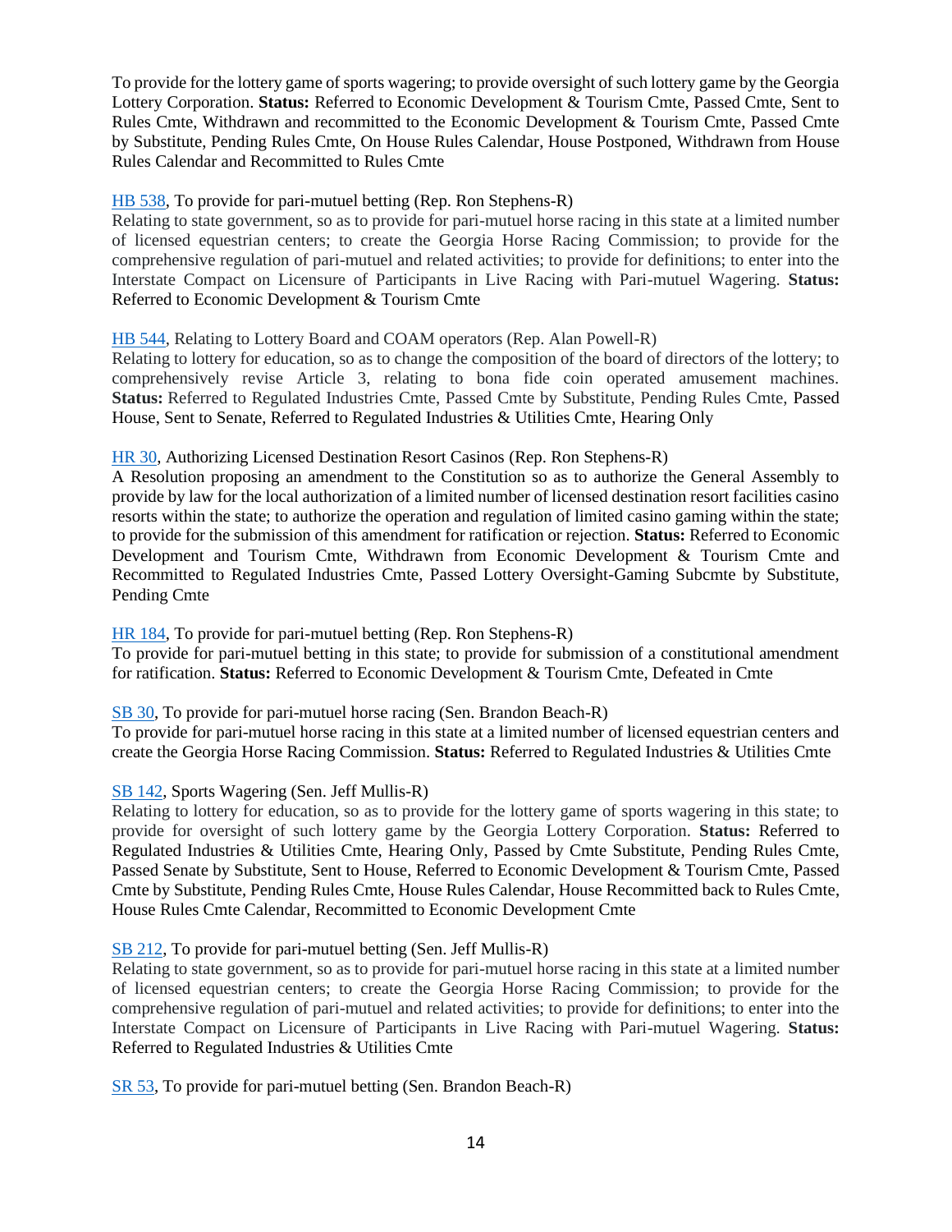To provide for the lottery game of sports wagering; to provide oversight of such lottery game by the Georgia Lottery Corporation. **Status:** Referred to Economic Development & Tourism Cmte, Passed Cmte, Sent to Rules Cmte, Withdrawn and recommitted to the Economic Development & Tourism Cmte, Passed Cmte by Substitute, Pending Rules Cmte, On House Rules Calendar, House Postponed, Withdrawn from House Rules Calendar and Recommitted to Rules Cmte

HB 538, To provide for pari-mutuel betting (Rep. Ron Stephens-R)
Relating to state government, so as to provide for pari-mutuel horse racing in this state at a limited number of licensed equestrian centers; to create the Georgia Horse Racing Commission; to provide for the comprehensive regulation of pari-mutuel and related activities; to provide for definitions; to enter into the Interstate Compact on Licensure of Participants in Live Racing with Pari-mutuel Wagering. **Status:** Referred to Economic Development & Tourism Cmte

HB 544, Relating to Lottery Board and COAM operators (Rep. Alan Powell-R)
Relating to lottery for education, so as to change the composition of the board of directors of the lottery; to comprehensively revise Article 3, relating to bona fide coin operated amusement machines. **Status:** Referred to Regulated Industries Cmte, Passed Cmte by Substitute, Pending Rules Cmte, Passed House, Sent to Senate, Referred to Regulated Industries & Utilities Cmte, Hearing Only

HR 30, Authorizing Licensed Destination Resort Casinos (Rep. Ron Stephens-R)
A Resolution proposing an amendment to the Constitution so as to authorize the General Assembly to provide by law for the local authorization of a limited number of licensed destination resort facilities casino resorts within the state; to authorize the operation and regulation of limited casino gaming within the state; to provide for the submission of this amendment for ratification or rejection. **Status:** Referred to Economic Development and Tourism Cmte, Withdrawn from Economic Development & Tourism Cmte and Recommitted to Regulated Industries Cmte, Passed Lottery Oversight-Gaming Subcmte by Substitute, Pending Cmte

HR 184, To provide for pari-mutuel betting (Rep. Ron Stephens-R)
To provide for pari-mutuel betting in this state; to provide for submission of a constitutional amendment for ratification. **Status:** Referred to Economic Development & Tourism Cmte, Defeated in Cmte

SB 30, To provide for pari-mutuel horse racing (Sen. Brandon Beach-R)
To provide for pari-mutuel horse racing in this state at a limited number of licensed equestrian centers and create the Georgia Horse Racing Commission. **Status:** Referred to Regulated Industries & Utilities Cmte

SB 142, Sports Wagering (Sen. Jeff Mullis-R)
Relating to lottery for education, so as to provide for the lottery game of sports wagering in this state; to provide for oversight of such lottery game by the Georgia Lottery Corporation. **Status:** Referred to Regulated Industries & Utilities Cmte, Hearing Only, Passed by Cmte Substitute, Pending Rules Cmte, Passed Senate by Substitute, Sent to House, Referred to Economic Development & Tourism Cmte, Passed Cmte by Substitute, Pending Rules Cmte, House Rules Calendar, House Recommitted back to Rules Cmte, House Rules Cmte Calendar, Recommitted to Economic Development Cmte

SB 212, To provide for pari-mutuel betting (Sen. Jeff Mullis-R)
Relating to state government, so as to provide for pari-mutuel horse racing in this state at a limited number of licensed equestrian centers; to create the Georgia Horse Racing Commission; to provide for the comprehensive regulation of pari-mutuel and related activities; to provide for definitions; to enter into the Interstate Compact on Licensure of Participants in Live Racing with Pari-mutuel Wagering. **Status:** Referred to Regulated Industries & Utilities Cmte

SR 53, To provide for pari-mutuel betting (Sen. Brandon Beach-R)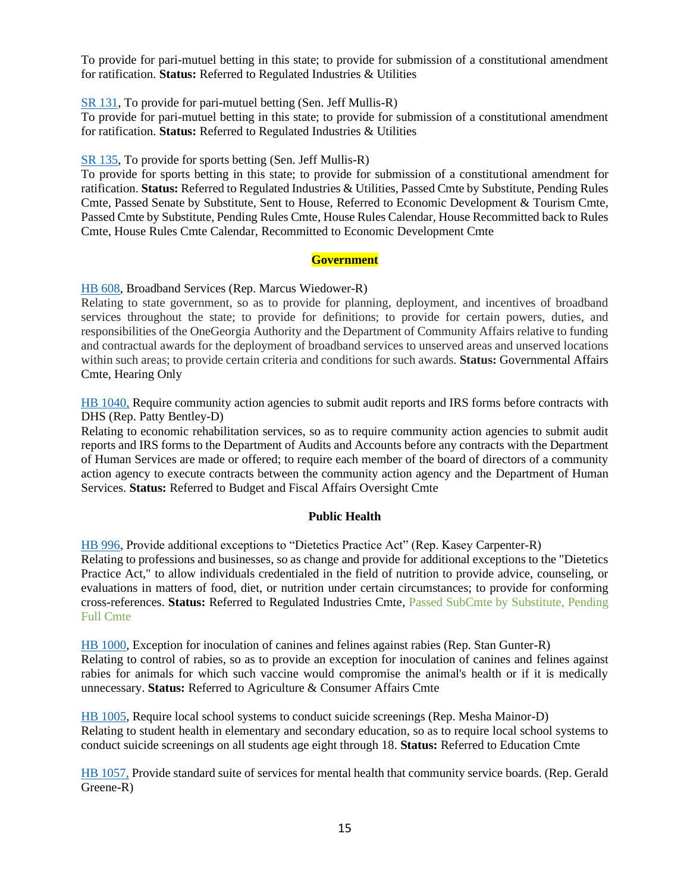To provide for pari-mutuel betting in this state; to provide for submission of a constitutional amendment for ratification. **Status:** Referred to Regulated Industries & Utilities

SR 131, To provide for pari-mutuel betting (Sen. Jeff Mullis-R)
To provide for pari-mutuel betting in this state; to provide for submission of a constitutional amendment for ratification. **Status:** Referred to Regulated Industries & Utilities

SR 135, To provide for sports betting (Sen. Jeff Mullis-R)
To provide for sports betting in this state; to provide for submission of a constitutional amendment for ratification. **Status:** Referred to Regulated Industries & Utilities, Passed Cmte by Substitute, Pending Rules Cmte, Passed Senate by Substitute, Sent to House, Referred to Economic Development & Tourism Cmte, Passed Cmte by Substitute, Pending Rules Cmte, House Rules Calendar, House Recommitted back to Rules Cmte, House Rules Cmte Calendar, Recommitted to Economic Development Cmte

## Government

HB 608, Broadband Services (Rep. Marcus Wiedower-R)
Relating to state government, so as to provide for planning, deployment, and incentives of broadband services throughout the state; to provide for definitions; to provide for certain powers, duties, and responsibilities of the OneGeorgia Authority and the Department of Community Affairs relative to funding and contractual awards for the deployment of broadband services to unserved areas and unserved locations within such areas; to provide certain criteria and conditions for such awards. **Status:** Governmental Affairs Cmte, Hearing Only

HB 1040, Require community action agencies to submit audit reports and IRS forms before contracts with DHS (Rep. Patty Bentley-D)
Relating to economic rehabilitation services, so as to require community action agencies to submit audit reports and IRS forms to the Department of Audits and Accounts before any contracts with the Department of Human Services are made or offered; to require each member of the board of directors of a community action agency to execute contracts between the community action agency and the Department of Human Services. **Status:** Referred to Budget and Fiscal Affairs Oversight Cmte

## Public Health

HB 996, Provide additional exceptions to "Dietetics Practice Act" (Rep. Kasey Carpenter-R)
Relating to professions and businesses, so as change and provide for additional exceptions to the "Dietetics Practice Act," to allow individuals credentialed in the field of nutrition to provide advice, counseling, or evaluations in matters of food, diet, or nutrition under certain circumstances; to provide for conforming cross-references. **Status:** Referred to Regulated Industries Cmte, Passed SubCmte by Substitute, Pending Full Cmte

HB 1000, Exception for inoculation of canines and felines against rabies (Rep. Stan Gunter-R)
Relating to control of rabies, so as to provide an exception for inoculation of canines and felines against rabies for animals for which such vaccine would compromise the animal's health or if it is medically unnecessary. **Status:** Referred to Agriculture & Consumer Affairs Cmte

HB 1005, Require local school systems to conduct suicide screenings (Rep. Mesha Mainor-D)
Relating to student health in elementary and secondary education, so as to require local school systems to conduct suicide screenings on all students age eight through 18. **Status:** Referred to Education Cmte

HB 1057, Provide standard suite of services for mental health that community service boards. (Rep. Gerald Greene-R)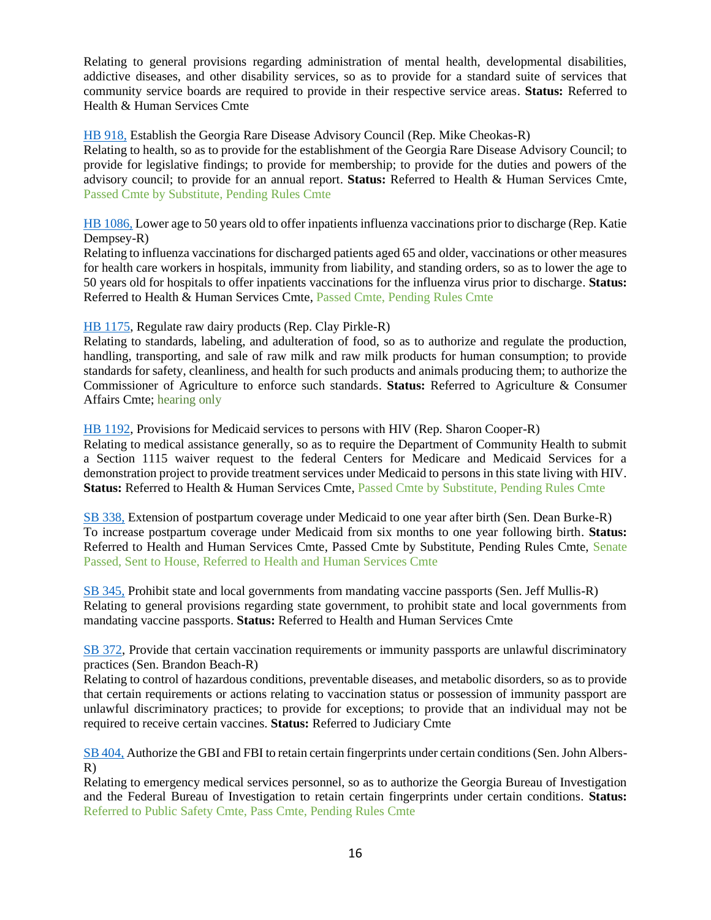Relating to general provisions regarding administration of mental health, developmental disabilities, addictive diseases, and other disability services, so as to provide for a standard suite of services that community service boards are required to provide in their respective service areas. **Status:** Referred to Health & Human Services Cmte

HB 918, Establish the Georgia Rare Disease Advisory Council (Rep. Mike Cheokas-R)
Relating to health, so as to provide for the establishment of the Georgia Rare Disease Advisory Council; to provide for legislative findings; to provide for membership; to provide for the duties and powers of the advisory council; to provide for an annual report. **Status:** Referred to Health & Human Services Cmte, Passed Cmte by Substitute, Pending Rules Cmte

HB 1086, Lower age to 50 years old to offer inpatients influenza vaccinations prior to discharge (Rep. Katie Dempsey-R)
Relating to influenza vaccinations for discharged patients aged 65 and older, vaccinations or other measures for health care workers in hospitals, immunity from liability, and standing orders, so as to lower the age to 50 years old for hospitals to offer inpatients vaccinations for the influenza virus prior to discharge. **Status:** Referred to Health & Human Services Cmte, Passed Cmte, Pending Rules Cmte

HB 1175, Regulate raw dairy products (Rep. Clay Pirkle-R)
Relating to standards, labeling, and adulteration of food, so as to authorize and regulate the production, handling, transporting, and sale of raw milk and raw milk products for human consumption; to provide standards for safety, cleanliness, and health for such products and animals producing them; to authorize the Commissioner of Agriculture to enforce such standards. **Status:** Referred to Agriculture & Consumer Affairs Cmte; hearing only

HB 1192, Provisions for Medicaid services to persons with HIV (Rep. Sharon Cooper-R)
Relating to medical assistance generally, so as to require the Department of Community Health to submit a Section 1115 waiver request to the federal Centers for Medicare and Medicaid Services for a demonstration project to provide treatment services under Medicaid to persons in this state living with HIV. **Status:** Referred to Health & Human Services Cmte, Passed Cmte by Substitute, Pending Rules Cmte

SB 338, Extension of postpartum coverage under Medicaid to one year after birth (Sen. Dean Burke-R)
To increase postpartum coverage under Medicaid from six months to one year following birth. **Status:** Referred to Health and Human Services Cmte, Passed Cmte by Substitute, Pending Rules Cmte, Senate Passed, Sent to House, Referred to Health and Human Services Cmte

SB 345, Prohibit state and local governments from mandating vaccine passports (Sen. Jeff Mullis-R)
Relating to general provisions regarding state government, to prohibit state and local governments from mandating vaccine passports. **Status:** Referred to Health and Human Services Cmte

SB 372, Provide that certain vaccination requirements or immunity passports are unlawful discriminatory practices (Sen. Brandon Beach-R)
Relating to control of hazardous conditions, preventable diseases, and metabolic disorders, so as to provide that certain requirements or actions relating to vaccination status or possession of immunity passport are unlawful discriminatory practices; to provide for exceptions; to provide that an individual may not be required to receive certain vaccines. **Status:** Referred to Judiciary Cmte

SB 404, Authorize the GBI and FBI to retain certain fingerprints under certain conditions (Sen. John Albers-R)
Relating to emergency medical services personnel, so as to authorize the Georgia Bureau of Investigation and the Federal Bureau of Investigation to retain certain fingerprints under certain conditions. **Status:** Referred to Public Safety Cmte, Pass Cmte, Pending Rules Cmte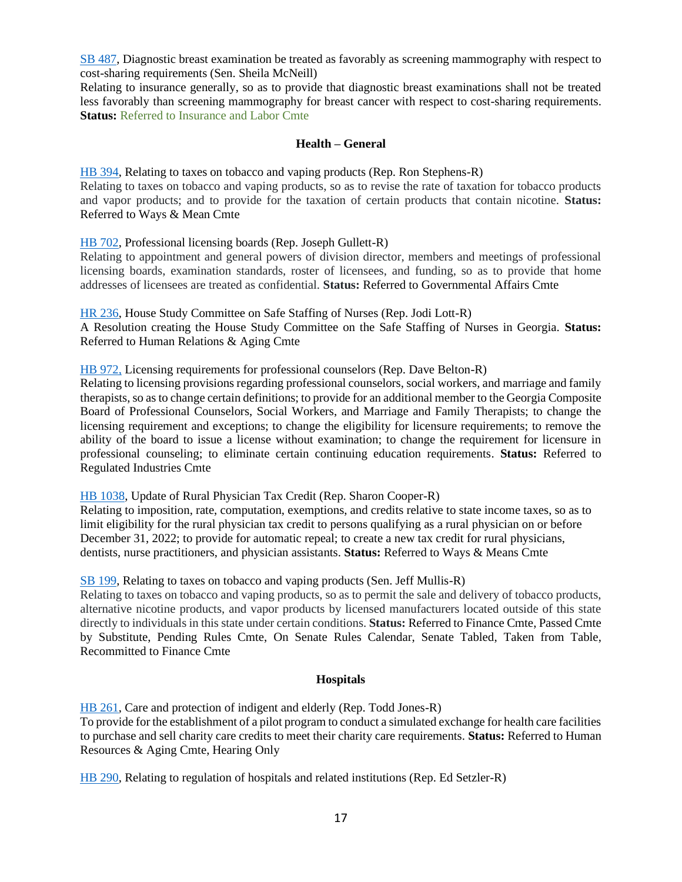SB 487, Diagnostic breast examination be treated as favorably as screening mammography with respect to cost-sharing requirements (Sen. Sheila McNeill)
Relating to insurance generally, so as to provide that diagnostic breast examinations shall not be treated less favorably than screening mammography for breast cancer with respect to cost-sharing requirements. **Status:** Referred to Insurance and Labor Cmte

### Health – General

HB 394, Relating to taxes on tobacco and vaping products (Rep. Ron Stephens-R)
Relating to taxes on tobacco and vaping products, so as to revise the rate of taxation for tobacco products and vapor products; and to provide for the taxation of certain products that contain nicotine. **Status:** Referred to Ways & Mean Cmte

HB 702, Professional licensing boards (Rep. Joseph Gullett-R)
Relating to appointment and general powers of division director, members and meetings of professional licensing boards, examination standards, roster of licensees, and funding, so as to provide that home addresses of licensees are treated as confidential. **Status:** Referred to Governmental Affairs Cmte

HR 236, House Study Committee on Safe Staffing of Nurses (Rep. Jodi Lott-R)
A Resolution creating the House Study Committee on the Safe Staffing of Nurses in Georgia. **Status:** Referred to Human Relations & Aging Cmte

HB 972, Licensing requirements for professional counselors (Rep. Dave Belton-R)
Relating to licensing provisions regarding professional counselors, social workers, and marriage and family therapists, so as to change certain definitions; to provide for an additional member to the Georgia Composite Board of Professional Counselors, Social Workers, and Marriage and Family Therapists; to change the licensing requirement and exceptions; to change the eligibility for licensure requirements; to remove the ability of the board to issue a license without examination; to change the requirement for licensure in professional counseling; to eliminate certain continuing education requirements. **Status:** Referred to Regulated Industries Cmte

HB 1038, Update of Rural Physician Tax Credit (Rep. Sharon Cooper-R)
Relating to imposition, rate, computation, exemptions, and credits relative to state income taxes, so as to limit eligibility for the rural physician tax credit to persons qualifying as a rural physician on or before December 31, 2022; to provide for automatic repeal; to create a new tax credit for rural physicians, dentists, nurse practitioners, and physician assistants. **Status:** Referred to Ways & Means Cmte

SB 199, Relating to taxes on tobacco and vaping products (Sen. Jeff Mullis-R)
Relating to taxes on tobacco and vaping products, so as to permit the sale and delivery of tobacco products, alternative nicotine products, and vapor products by licensed manufacturers located outside of this state directly to individuals in this state under certain conditions. **Status:** Referred to Finance Cmte, Passed Cmte by Substitute, Pending Rules Cmte, On Senate Rules Calendar, Senate Tabled, Taken from Table, Recommitted to Finance Cmte

### Hospitals

HB 261, Care and protection of indigent and elderly (Rep. Todd Jones-R)
To provide for the establishment of a pilot program to conduct a simulated exchange for health care facilities to purchase and sell charity care credits to meet their charity care requirements. **Status:** Referred to Human Resources & Aging Cmte, Hearing Only

HB 290, Relating to regulation of hospitals and related institutions (Rep. Ed Setzler-R)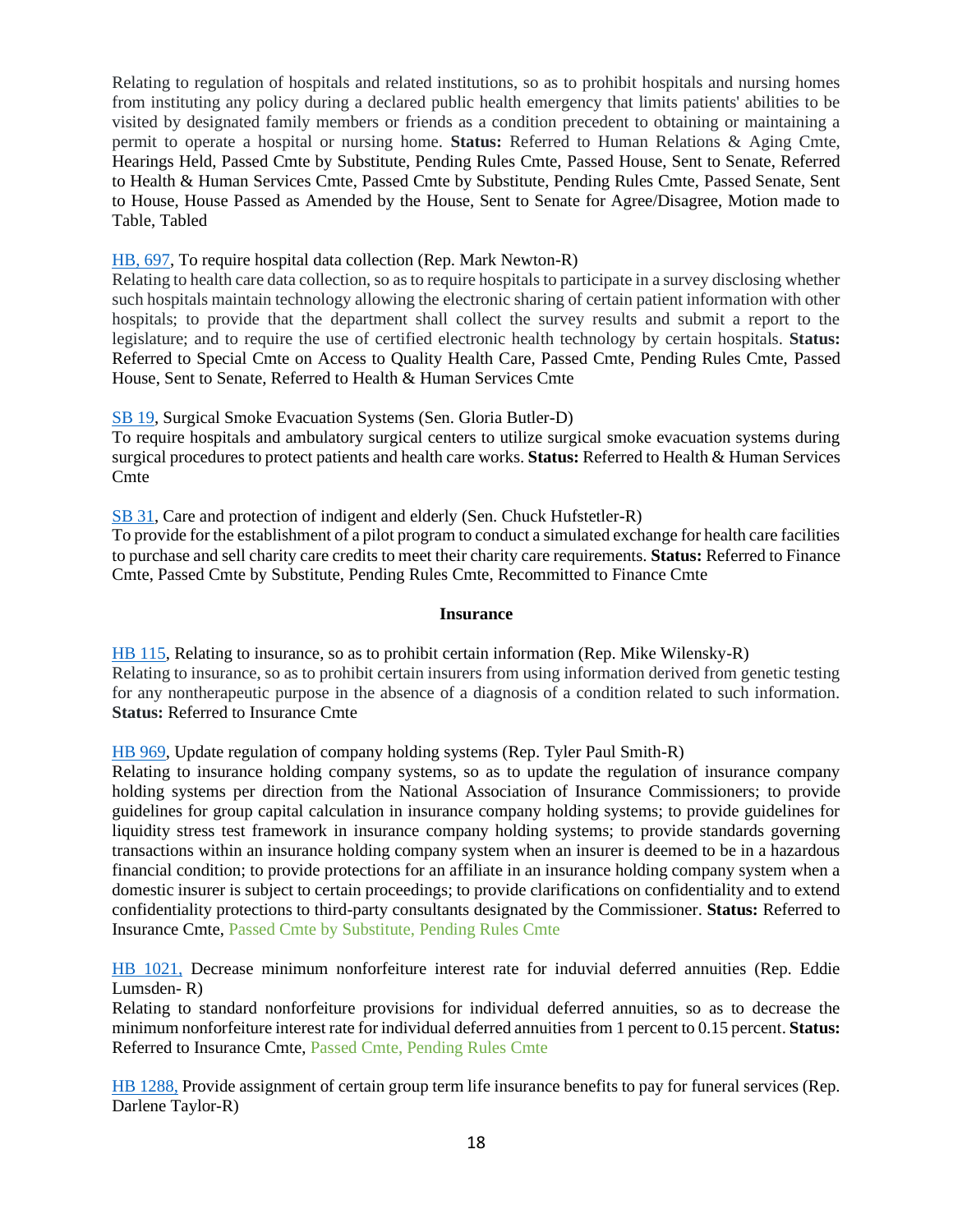Relating to regulation of hospitals and related institutions, so as to prohibit hospitals and nursing homes from instituting any policy during a declared public health emergency that limits patients' abilities to be visited by designated family members or friends as a condition precedent to obtaining or maintaining a permit to operate a hospital or nursing home. **Status:** Referred to Human Relations & Aging Cmte, Hearings Held, Passed Cmte by Substitute, Pending Rules Cmte, Passed House, Sent to Senate, Referred to Health & Human Services Cmte, Passed Cmte by Substitute, Pending Rules Cmte, Passed Senate, Sent to House, House Passed as Amended by the House, Sent to Senate for Agree/Disagree, Motion made to Table, Tabled

HB, 697, To require hospital data collection (Rep. Mark Newton-R)
Relating to health care data collection, so as to require hospitals to participate in a survey disclosing whether such hospitals maintain technology allowing the electronic sharing of certain patient information with other hospitals; to provide that the department shall collect the survey results and submit a report to the legislature; and to require the use of certified electronic health technology by certain hospitals. **Status:** Referred to Special Cmte on Access to Quality Health Care, Passed Cmte, Pending Rules Cmte, Passed House, Sent to Senate, Referred to Health & Human Services Cmte

SB 19, Surgical Smoke Evacuation Systems (Sen. Gloria Butler-D)
To require hospitals and ambulatory surgical centers to utilize surgical smoke evacuation systems during surgical procedures to protect patients and health care works. **Status:** Referred to Health & Human Services Cmte

SB 31, Care and protection of indigent and elderly (Sen. Chuck Hufstetler-R)
To provide for the establishment of a pilot program to conduct a simulated exchange for health care facilities to purchase and sell charity care credits to meet their charity care requirements. **Status:** Referred to Finance Cmte, Passed Cmte by Substitute, Pending Rules Cmte, Recommitted to Finance Cmte

**Insurance**

HB 115, Relating to insurance, so as to prohibit certain information (Rep. Mike Wilensky-R)
Relating to insurance, so as to prohibit certain insurers from using information derived from genetic testing for any nontherapeutic purpose in the absence of a diagnosis of a condition related to such information. **Status:** Referred to Insurance Cmte

HB 969, Update regulation of company holding systems (Rep. Tyler Paul Smith-R)
Relating to insurance holding company systems, so as to update the regulation of insurance company holding systems per direction from the National Association of Insurance Commissioners; to provide guidelines for group capital calculation in insurance company holding systems; to provide guidelines for liquidity stress test framework in insurance company holding systems; to provide standards governing transactions within an insurance holding company system when an insurer is deemed to be in a hazardous financial condition; to provide protections for an affiliate in an insurance holding company system when a domestic insurer is subject to certain proceedings; to provide clarifications on confidentiality and to extend confidentiality protections to third-party consultants designated by the Commissioner. **Status:** Referred to Insurance Cmte, Passed Cmte by Substitute, Pending Rules Cmte

HB 1021, Decrease minimum nonforfeiture interest rate for induvial deferred annuities (Rep. Eddie Lumsden- R)
Relating to standard nonforfeiture provisions for individual deferred annuities, so as to decrease the minimum nonforfeiture interest rate for individual deferred annuities from 1 percent to 0.15 percent. **Status:** Referred to Insurance Cmte, Passed Cmte, Pending Rules Cmte

HB 1288, Provide assignment of certain group term life insurance benefits to pay for funeral services (Rep. Darlene Taylor-R)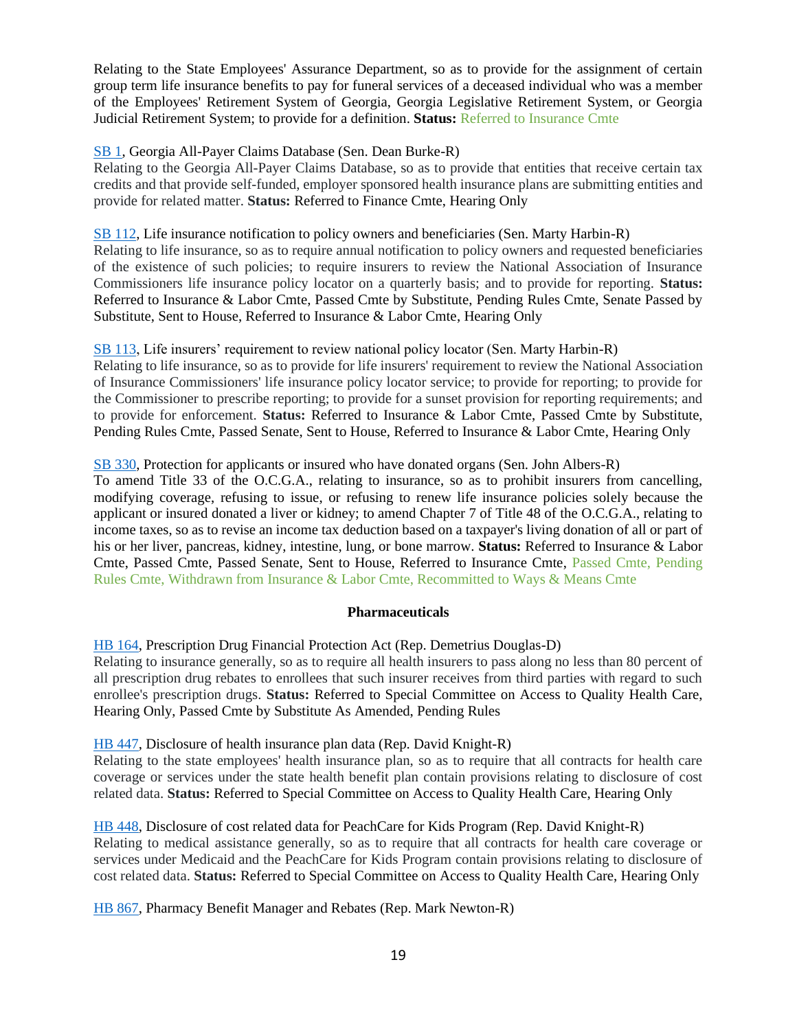Relating to the State Employees' Assurance Department, so as to provide for the assignment of certain group term life insurance benefits to pay for funeral services of a deceased individual who was a member of the Employees' Retirement System of Georgia, Georgia Legislative Retirement System, or Georgia Judicial Retirement System; to provide for a definition. **Status:** Referred to Insurance Cmte

SB 1, Georgia All-Payer Claims Database (Sen. Dean Burke-R)
Relating to the Georgia All-Payer Claims Database, so as to provide that entities that receive certain tax credits and that provide self-funded, employer sponsored health insurance plans are submitting entities and provide for related matter. **Status:** Referred to Finance Cmte, Hearing Only

SB 112, Life insurance notification to policy owners and beneficiaries (Sen. Marty Harbin-R)
Relating to life insurance, so as to require annual notification to policy owners and requested beneficiaries of the existence of such policies; to require insurers to review the National Association of Insurance Commissioners life insurance policy locator on a quarterly basis; and to provide for reporting. **Status:** Referred to Insurance & Labor Cmte, Passed Cmte by Substitute, Pending Rules Cmte, Senate Passed by Substitute, Sent to House, Referred to Insurance & Labor Cmte, Hearing Only

SB 113, Life insurers' requirement to review national policy locator (Sen. Marty Harbin-R)
Relating to life insurance, so as to provide for life insurers' requirement to review the National Association of Insurance Commissioners' life insurance policy locator service; to provide for reporting; to provide for the Commissioner to prescribe reporting; to provide for a sunset provision for reporting requirements; and to provide for enforcement. **Status:** Referred to Insurance & Labor Cmte, Passed Cmte by Substitute, Pending Rules Cmte, Passed Senate, Sent to House, Referred to Insurance & Labor Cmte, Hearing Only

SB 330, Protection for applicants or insured who have donated organs (Sen. John Albers-R)
To amend Title 33 of the O.C.G.A., relating to insurance, so as to prohibit insurers from cancelling, modifying coverage, refusing to issue, or refusing to renew life insurance policies solely because the applicant or insured donated a liver or kidney; to amend Chapter 7 of Title 48 of the O.C.G.A., relating to income taxes, so as to revise an income tax deduction based on a taxpayer's living donation of all or part of his or her liver, pancreas, kidney, intestine, lung, or bone marrow. **Status:** Referred to Insurance & Labor Cmte, Passed Cmte, Passed Senate, Sent to House, Referred to Insurance Cmte, Passed Cmte, Pending Rules Cmte, Withdrawn from Insurance & Labor Cmte, Recommitted to Ways & Means Cmte

### Pharmaceuticals

HB 164, Prescription Drug Financial Protection Act (Rep. Demetrius Douglas-D)
Relating to insurance generally, so as to require all health insurers to pass along no less than 80 percent of all prescription drug rebates to enrollees that such insurer receives from third parties with regard to such enrollee's prescription drugs. **Status:** Referred to Special Committee on Access to Quality Health Care, Hearing Only, Passed Cmte by Substitute As Amended, Pending Rules

HB 447, Disclosure of health insurance plan data (Rep. David Knight-R)
Relating to the state employees' health insurance plan, so as to require that all contracts for health care coverage or services under the state health benefit plan contain provisions relating to disclosure of cost related data. **Status:** Referred to Special Committee on Access to Quality Health Care, Hearing Only

HB 448, Disclosure of cost related data for PeachCare for Kids Program (Rep. David Knight-R)
Relating to medical assistance generally, so as to require that all contracts for health care coverage or services under Medicaid and the PeachCare for Kids Program contain provisions relating to disclosure of cost related data. **Status:** Referred to Special Committee on Access to Quality Health Care, Hearing Only

HB 867, Pharmacy Benefit Manager and Rebates (Rep. Mark Newton-R)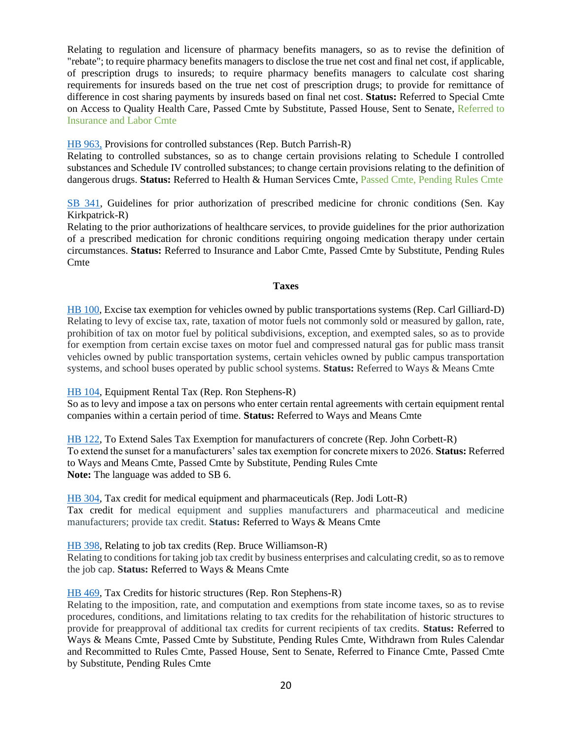Relating to regulation and licensure of pharmacy benefits managers, so as to revise the definition of "rebate"; to require pharmacy benefits managers to disclose the true net cost and final net cost, if applicable, of prescription drugs to insureds; to require pharmacy benefits managers to calculate cost sharing requirements for insureds based on the true net cost of prescription drugs; to provide for remittance of difference in cost sharing payments by insureds based on final net cost. **Status:** Referred to Special Cmte on Access to Quality Health Care, Passed Cmte by Substitute, Passed House, Sent to Senate, Referred to Insurance and Labor Cmte

HB 963, Provisions for controlled substances (Rep. Butch Parrish-R)
Relating to controlled substances, so as to change certain provisions relating to Schedule I controlled substances and Schedule IV controlled substances; to change certain provisions relating to the definition of dangerous drugs. **Status:** Referred to Health & Human Services Cmte, Passed Cmte, Pending Rules Cmte

SB 341, Guidelines for prior authorization of prescribed medicine for chronic conditions (Sen. Kay Kirkpatrick-R)
Relating to the prior authorizations of healthcare services, to provide guidelines for the prior authorization of a prescribed medication for chronic conditions requiring ongoing medication therapy under certain circumstances. **Status:** Referred to Insurance and Labor Cmte, Passed Cmte by Substitute, Pending Rules Cmte

## Taxes

HB 100, Excise tax exemption for vehicles owned by public transportations systems (Rep. Carl Gilliard-D)
Relating to levy of excise tax, rate, taxation of motor fuels not commonly sold or measured by gallon, rate, prohibition of tax on motor fuel by political subdivisions, exception, and exempted sales, so as to provide for exemption from certain excise taxes on motor fuel and compressed natural gas for public mass transit vehicles owned by public transportation systems, certain vehicles owned by public campus transportation systems, and school buses operated by public school systems. **Status:** Referred to Ways & Means Cmte

HB 104, Equipment Rental Tax (Rep. Ron Stephens-R)
So as to levy and impose a tax on persons who enter certain rental agreements with certain equipment rental companies within a certain period of time. **Status:** Referred to Ways and Means Cmte

HB 122, To Extend Sales Tax Exemption for manufacturers of concrete (Rep. John Corbett-R)
To extend the sunset for a manufacturers' sales tax exemption for concrete mixers to 2026. **Status:** Referred to Ways and Means Cmte, Passed Cmte by Substitute, Pending Rules Cmte
**Note:** The language was added to SB 6.

HB 304, Tax credit for medical equipment and pharmaceuticals (Rep. Jodi Lott-R)
Tax credit for medical equipment and supplies manufacturers and pharmaceutical and medicine manufacturers; provide tax credit. **Status:** Referred to Ways & Means Cmte

HB 398, Relating to job tax credits (Rep. Bruce Williamson-R)
Relating to conditions for taking job tax credit by business enterprises and calculating credit, so as to remove the job cap. **Status:** Referred to Ways & Means Cmte

HB 469, Tax Credits for historic structures (Rep. Ron Stephens-R)
Relating to the imposition, rate, and computation and exemptions from state income taxes, so as to revise procedures, conditions, and limitations relating to tax credits for the rehabilitation of historic structures to provide for preapproval of additional tax credits for current recipients of tax credits. **Status:** Referred to Ways & Means Cmte, Passed Cmte by Substitute, Pending Rules Cmte, Withdrawn from Rules Calendar and Recommitted to Rules Cmte, Passed House, Sent to Senate, Referred to Finance Cmte, Passed Cmte by Substitute, Pending Rules Cmte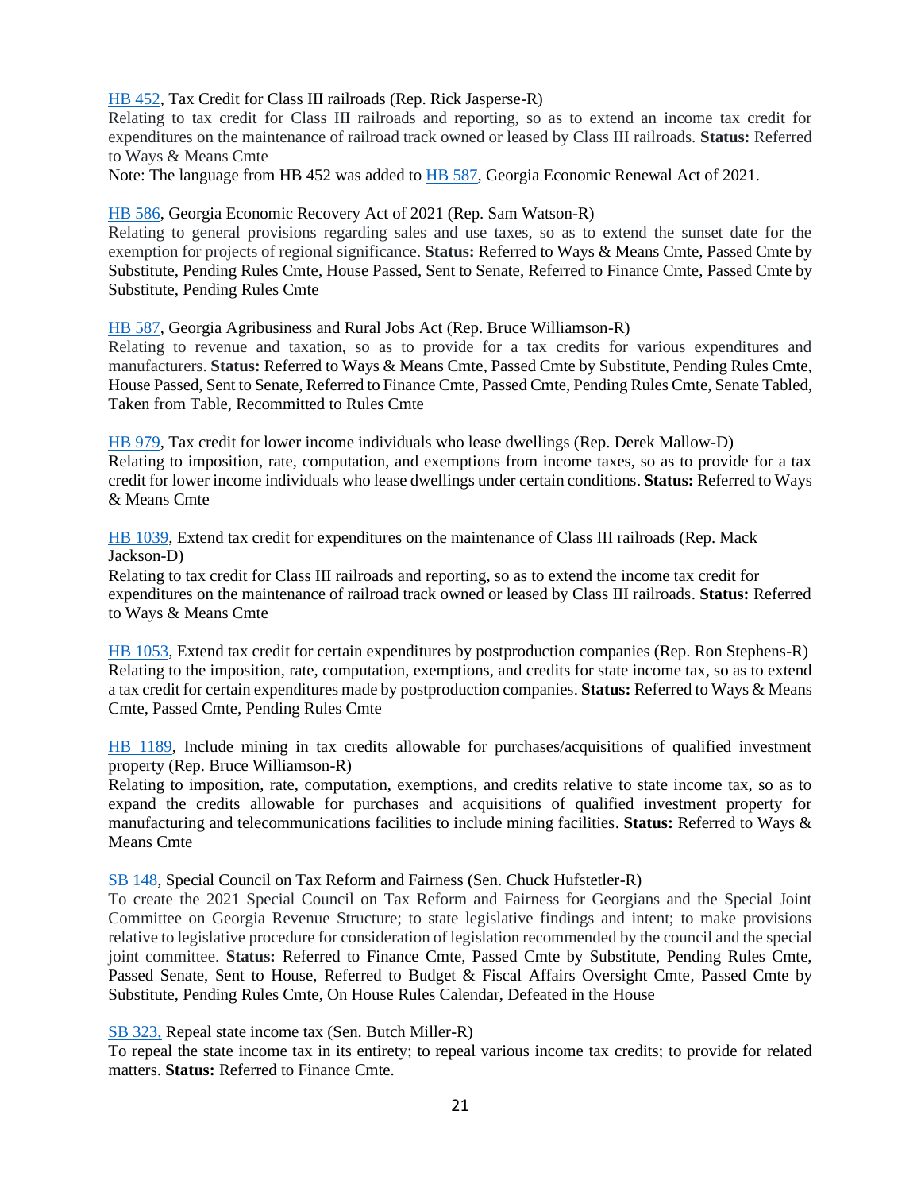HB 452, Tax Credit for Class III railroads (Rep. Rick Jasperse-R)
Relating to tax credit for Class III railroads and reporting, so as to extend an income tax credit for expenditures on the maintenance of railroad track owned or leased by Class III railroads. **Status:** Referred to Ways & Means Cmte
Note: The language from HB 452 was added to HB 587, Georgia Economic Renewal Act of 2021.

HB 586, Georgia Economic Recovery Act of 2021 (Rep. Sam Watson-R)
Relating to general provisions regarding sales and use taxes, so as to extend the sunset date for the exemption for projects of regional significance. **Status:** Referred to Ways & Means Cmte, Passed Cmte by Substitute, Pending Rules Cmte, House Passed, Sent to Senate, Referred to Finance Cmte, Passed Cmte by Substitute, Pending Rules Cmte

HB 587, Georgia Agribusiness and Rural Jobs Act (Rep. Bruce Williamson-R)
Relating to revenue and taxation, so as to provide for a tax credits for various expenditures and manufacturers. **Status:** Referred to Ways & Means Cmte, Passed Cmte by Substitute, Pending Rules Cmte, House Passed, Sent to Senate, Referred to Finance Cmte, Passed Cmte, Pending Rules Cmte, Senate Tabled, Taken from Table, Recommitted to Rules Cmte

HB 979, Tax credit for lower income individuals who lease dwellings (Rep. Derek Mallow-D)
Relating to imposition, rate, computation, and exemptions from income taxes, so as to provide for a tax credit for lower income individuals who lease dwellings under certain conditions. **Status:** Referred to Ways & Means Cmte

HB 1039, Extend tax credit for expenditures on the maintenance of Class III railroads (Rep. Mack Jackson-D)
Relating to tax credit for Class III railroads and reporting, so as to extend the income tax credit for expenditures on the maintenance of railroad track owned or leased by Class III railroads. **Status:** Referred to Ways & Means Cmte

HB 1053, Extend tax credit for certain expenditures by postproduction companies (Rep. Ron Stephens-R)
Relating to the imposition, rate, computation, exemptions, and credits for state income tax, so as to extend a tax credit for certain expenditures made by postproduction companies. **Status:** Referred to Ways & Means Cmte, Passed Cmte, Pending Rules Cmte

HB 1189, Include mining in tax credits allowable for purchases/acquisitions of qualified investment property (Rep. Bruce Williamson-R)
Relating to imposition, rate, computation, exemptions, and credits relative to state income tax, so as to expand the credits allowable for purchases and acquisitions of qualified investment property for manufacturing and telecommunications facilities to include mining facilities. **Status:** Referred to Ways & Means Cmte

SB 148, Special Council on Tax Reform and Fairness (Sen. Chuck Hufstetler-R)
To create the 2021 Special Council on Tax Reform and Fairness for Georgians and the Special Joint Committee on Georgia Revenue Structure; to state legislative findings and intent; to make provisions relative to legislative procedure for consideration of legislation recommended by the council and the special joint committee. **Status:** Referred to Finance Cmte, Passed Cmte by Substitute, Pending Rules Cmte, Passed Senate, Sent to House, Referred to Budget & Fiscal Affairs Oversight Cmte, Passed Cmte by Substitute, Pending Rules Cmte, On House Rules Calendar, Defeated in the House

SB 323, Repeal state income tax (Sen. Butch Miller-R)
To repeal the state income tax in its entirety; to repeal various income tax credits; to provide for related matters. **Status:** Referred to Finance Cmte.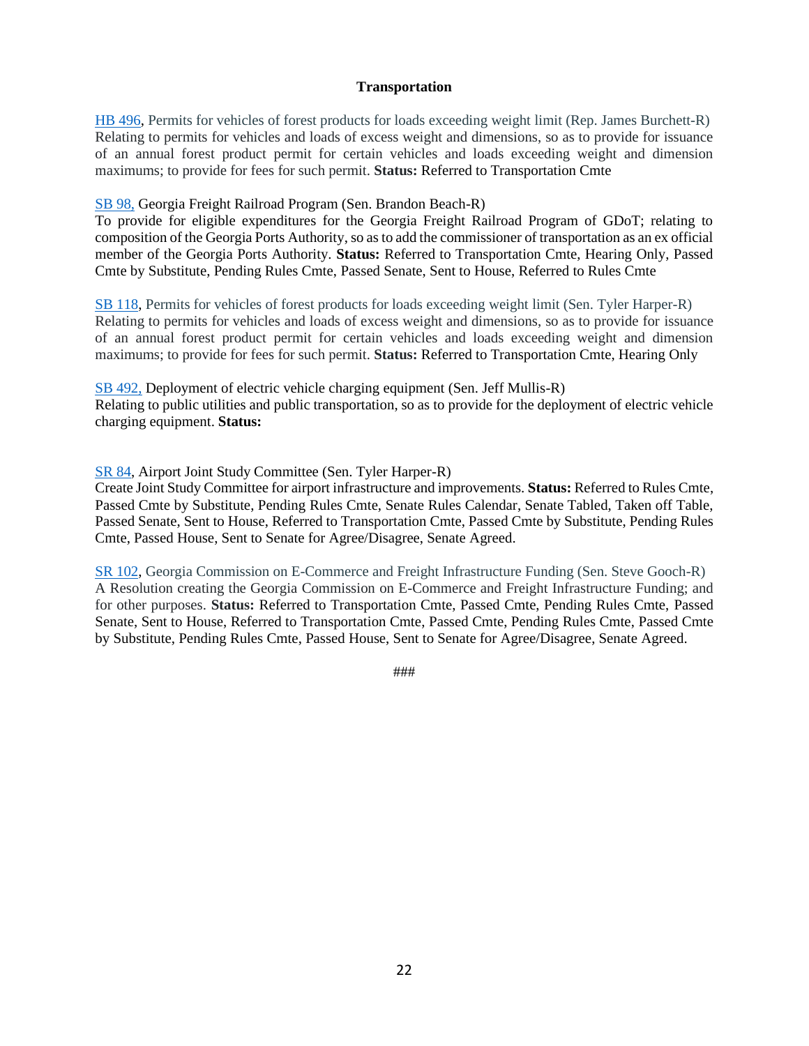## Transportation

HB 496, Permits for vehicles of forest products for loads exceeding weight limit (Rep. James Burchett-R)
Relating to permits for vehicles and loads of excess weight and dimensions, so as to provide for issuance of an annual forest product permit for certain vehicles and loads exceeding weight and dimension maximums; to provide for fees for such permit. **Status:** Referred to Transportation Cmte

SB 98, Georgia Freight Railroad Program (Sen. Brandon Beach-R)
To provide for eligible expenditures for the Georgia Freight Railroad Program of GDoT; relating to composition of the Georgia Ports Authority, so as to add the commissioner of transportation as an ex official member of the Georgia Ports Authority. **Status:** Referred to Transportation Cmte, Hearing Only, Passed Cmte by Substitute, Pending Rules Cmte, Passed Senate, Sent to House, Referred to Rules Cmte

SB 118, Permits for vehicles of forest products for loads exceeding weight limit (Sen. Tyler Harper-R)
Relating to permits for vehicles and loads of excess weight and dimensions, so as to provide for issuance of an annual forest product permit for certain vehicles and loads exceeding weight and dimension maximums; to provide for fees for such permit. **Status:** Referred to Transportation Cmte, Hearing Only

SB 492, Deployment of electric vehicle charging equipment (Sen. Jeff Mullis-R)
Relating to public utilities and public transportation, so as to provide for the deployment of electric vehicle charging equipment. **Status:**

SR 84, Airport Joint Study Committee (Sen. Tyler Harper-R)
Create Joint Study Committee for airport infrastructure and improvements. **Status:** Referred to Rules Cmte, Passed Cmte by Substitute, Pending Rules Cmte, Senate Rules Calendar, Senate Tabled, Taken off Table, Passed Senate, Sent to House, Referred to Transportation Cmte, Passed Cmte by Substitute, Pending Rules Cmte, Passed House, Sent to Senate for Agree/Disagree, Senate Agreed.

SR 102, Georgia Commission on E-Commerce and Freight Infrastructure Funding (Sen. Steve Gooch-R)
A Resolution creating the Georgia Commission on E-Commerce and Freight Infrastructure Funding; and for other purposes. **Status:** Referred to Transportation Cmte, Passed Cmte, Pending Rules Cmte, Passed Senate, Sent to House, Referred to Transportation Cmte, Passed Cmte, Pending Rules Cmte, Passed Cmte by Substitute, Pending Rules Cmte, Passed House, Sent to Senate for Agree/Disagree, Senate Agreed.

###